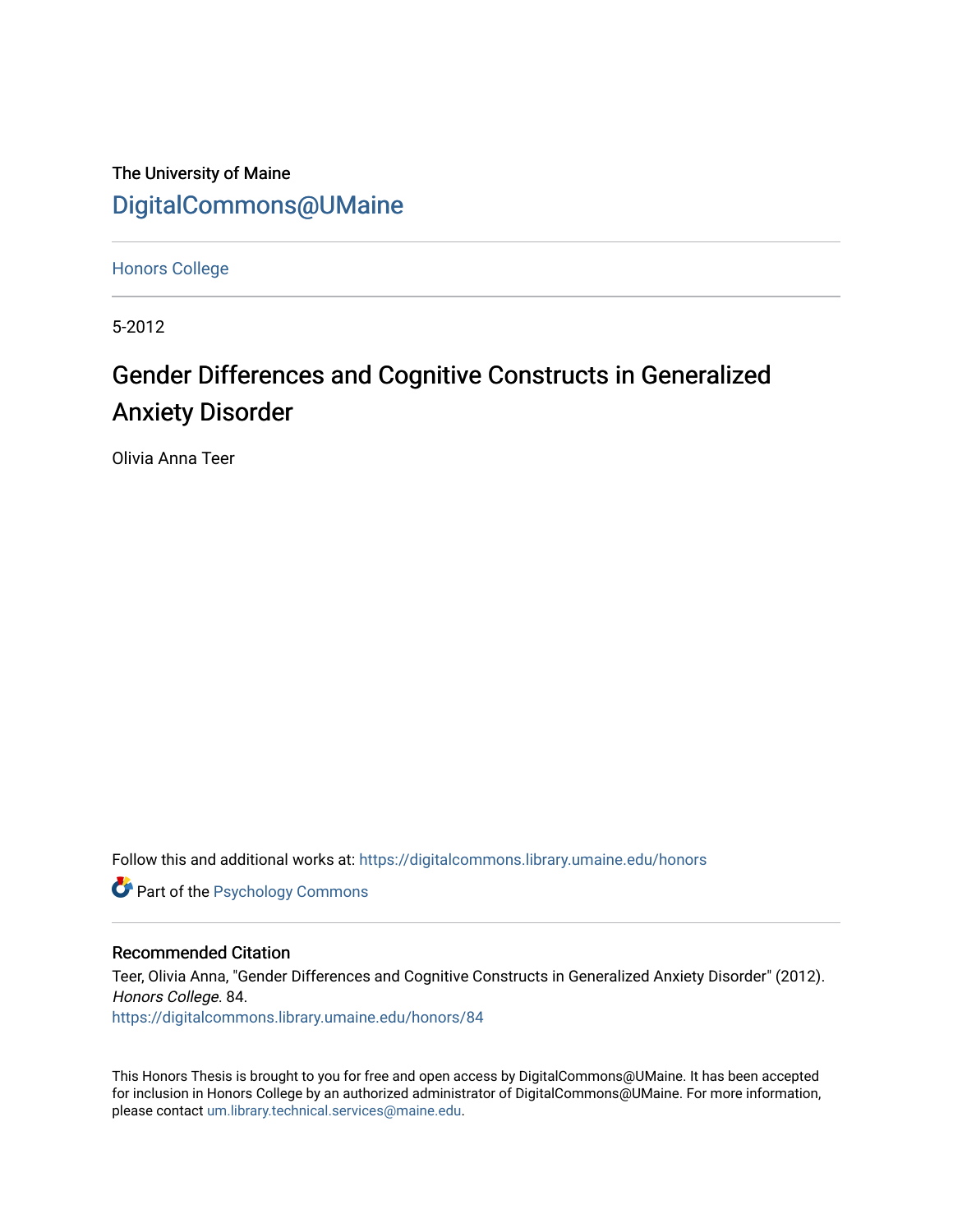The University of Maine

DigitalCommons@UMaine

Honors College

5-2012

# Gender Differences and Cognitive Constructs in Generalized Anxiety Disorder

Olivia Anna Teer

Follow this and additional works at: https://digitalcommons.library.umaine.edu/honors

Part of the Psychology Commons

## Recommended Citation

Teer, Olivia Anna, "Gender Differences and Cognitive Constructs in Generalized Anxiety Disorder" (2012). *Honors College*. 84.
https://digitalcommons.library.umaine.edu/honors/84

This Honors Thesis is brought to you for free and open access by DigitalCommons@UMaine. It has been accepted for inclusion in Honors College by an authorized administrator of DigitalCommons@UMaine. For more information, please contact um.library.technical.services@maine.edu.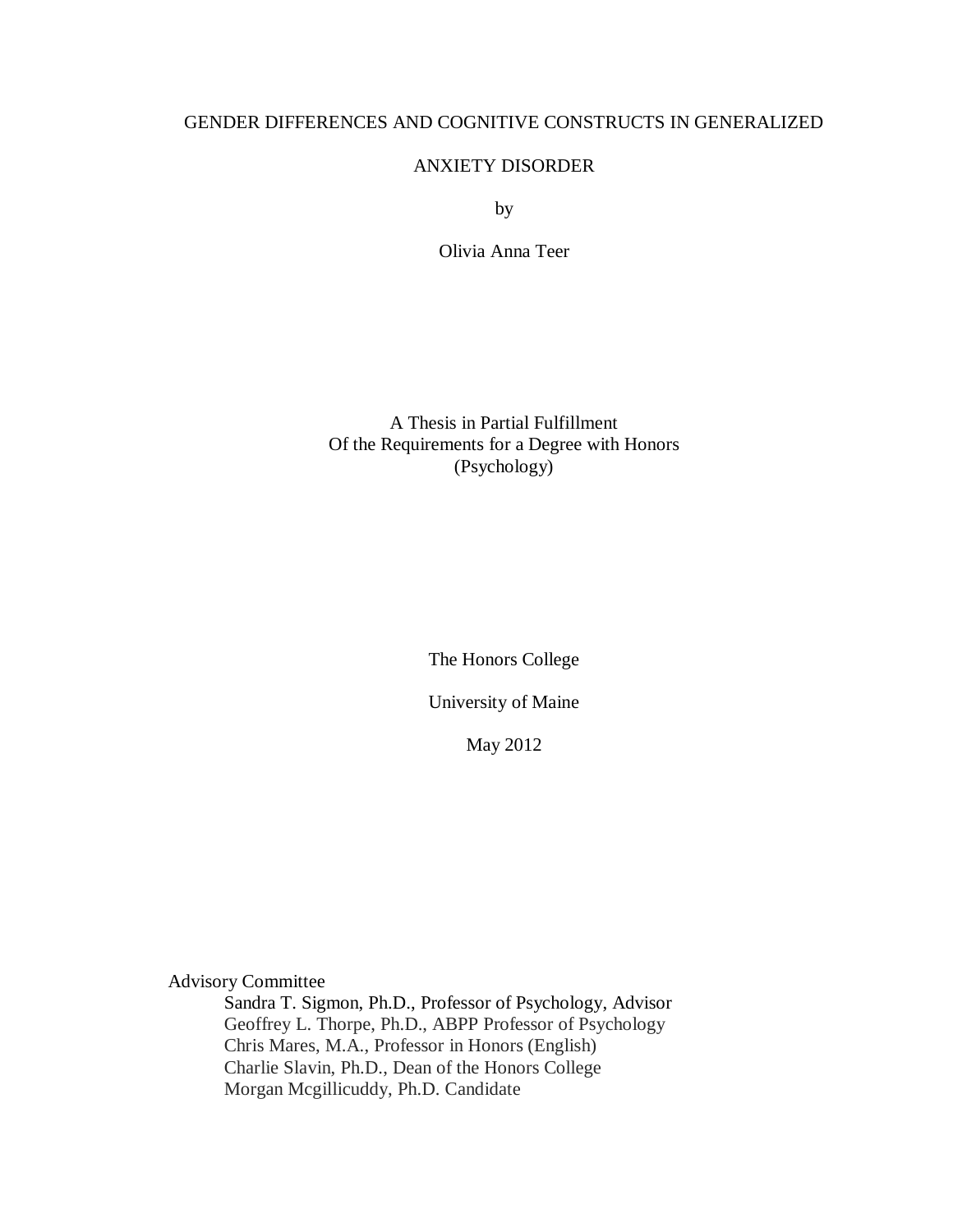# GENDER DIFFERENCES AND COGNITIVE CONSTRUCTS IN GENERALIZED ANXIETY DISORDER

by

Olivia Anna Teer

A Thesis in Partial Fulfillment
Of the Requirements for a Degree with Honors
(Psychology)

The Honors College

University of Maine

May 2012

Advisory Committee
- Sandra T. Sigmon, Ph.D., Professor of Psychology, Advisor
- Geoffrey L. Thorpe, Ph.D., ABPP Professor of Psychology
- Chris Mares, M.A., Professor in Honors (English)
- Charlie Slavin, Ph.D., Dean of the Honors College
- Morgan Mcgillicuddy, Ph.D. Candidate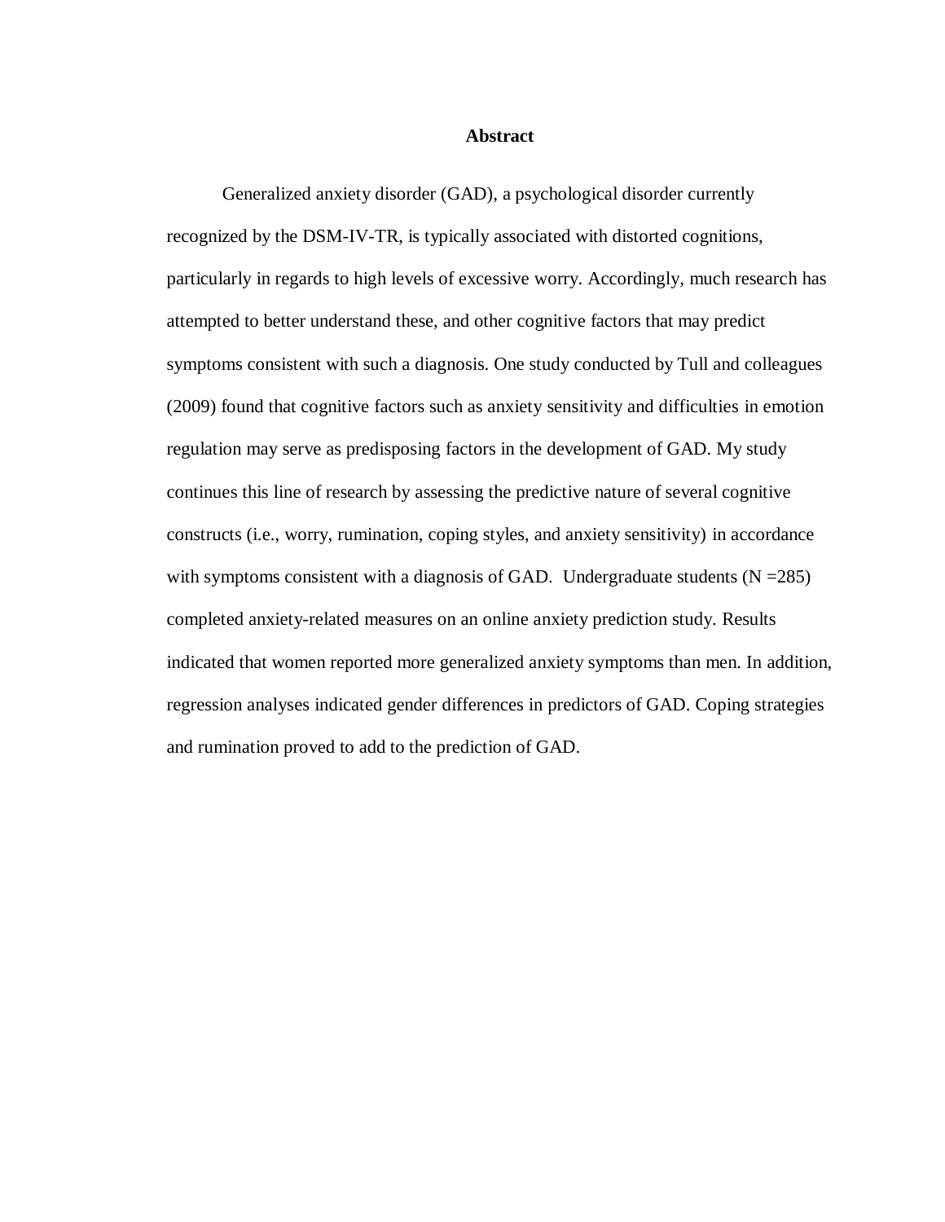# Abstract

Generalized anxiety disorder (GAD), a psychological disorder currently recognized by the DSM-IV-TR, is typically associated with distorted cognitions, particularly in regards to high levels of excessive worry. Accordingly, much research has attempted to better understand these, and other cognitive factors that may predict symptoms consistent with such a diagnosis. One study conducted by Tull and colleagues (2009) found that cognitive factors such as anxiety sensitivity and difficulties in emotion regulation may serve as predisposing factors in the development of GAD. My study continues this line of research by assessing the predictive nature of several cognitive constructs (i.e., worry, rumination, coping styles, and anxiety sensitivity) in accordance with symptoms consistent with a diagnosis of GAD. Undergraduate students (N =285) completed anxiety-related measures on an online anxiety prediction study. Results indicated that women reported more generalized anxiety symptoms than men. In addition, regression analyses indicated gender differences in predictors of GAD. Coping strategies and rumination proved to add to the prediction of GAD.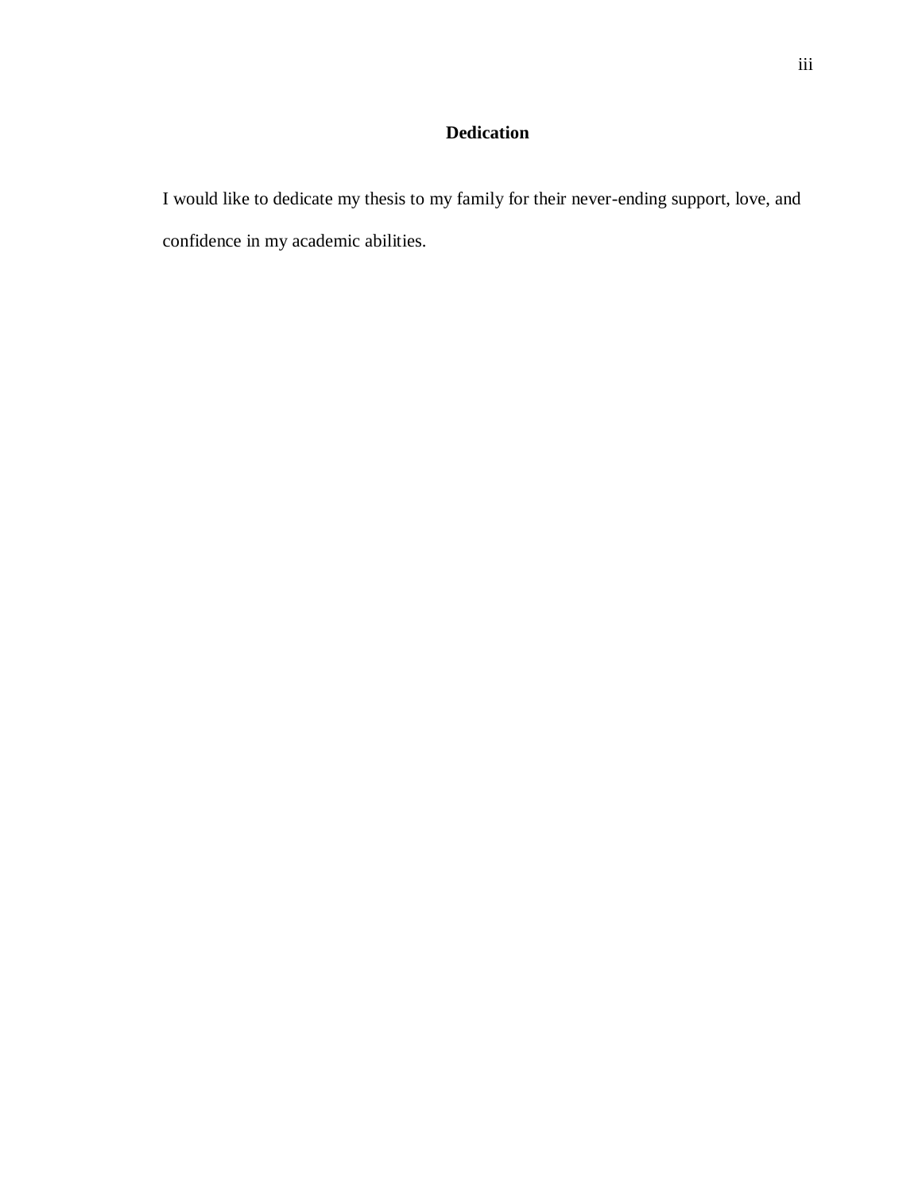# Dedication

I would like to dedicate my thesis to my family for their never-ending support, love, and confidence in my academic abilities.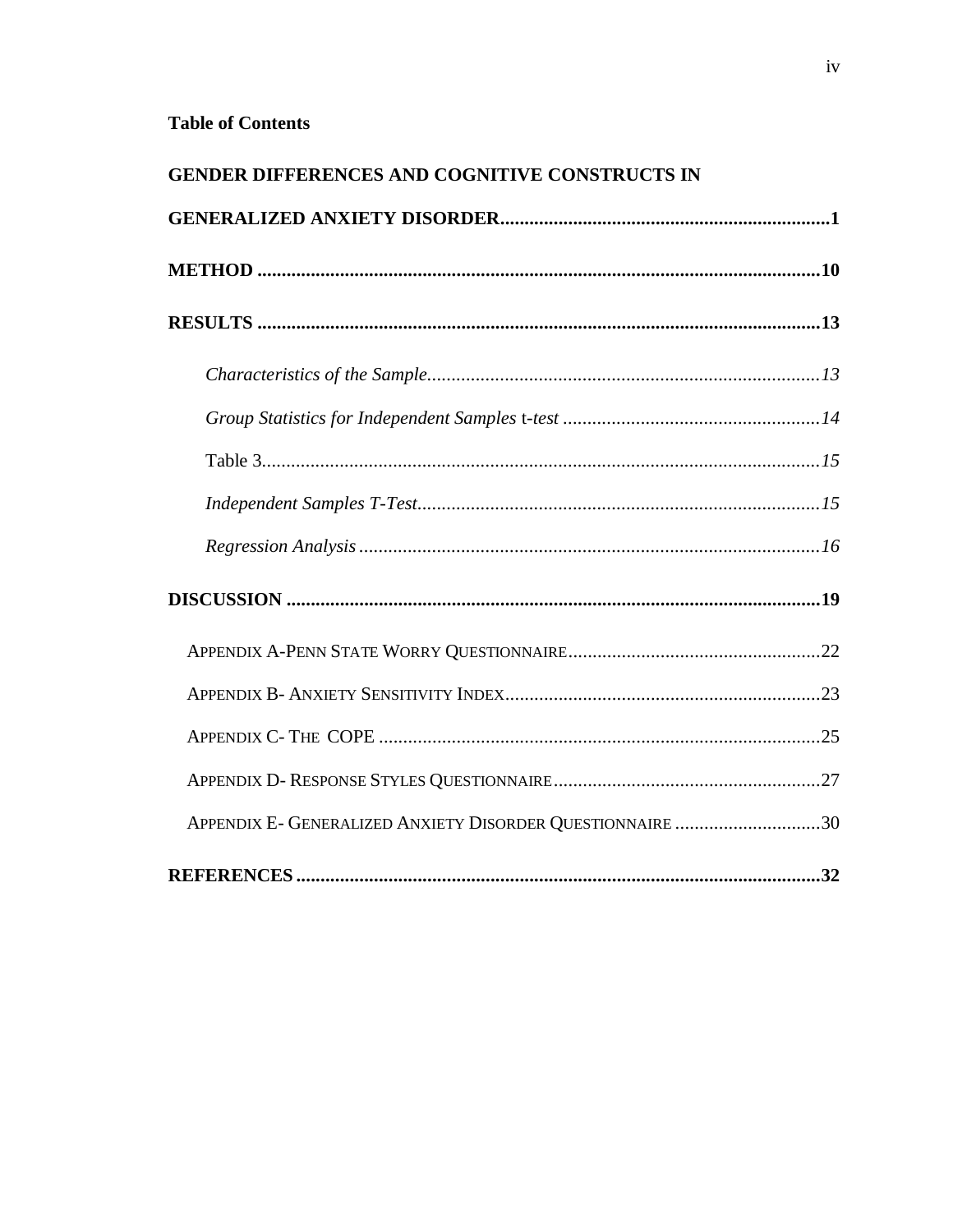**Table of Contents**

**GENDER DIFFERENCES AND COGNITIVE CONSTRUCTS IN GENERALIZED ANXIETY DISORDER....................................................................1**

**METHOD ....................................................................................................................10**

**RESULTS ....................................................................................................................13**

*Characteristics of the Sample..................................................................................13*

*Group Statistics for Independent Samples* t*-test .....................................................14*

Table 3..................................................................................................................*15*

*Independent Samples T-Test...................................................................................15*

*Regression Analysis ...............................................................................................16*

**DISCUSSION ..............................................................................................................19**

APPENDIX A-PENN STATE WORRY QUESTIONNAIRE....................................................22

APPENDIX B- ANXIETY SENSITIVITY INDEX.................................................................23

APPENDIX C- THE COPE ..........................................................................................25

APPENDIX D- RESPONSE STYLES QUESTIONNAIRE.......................................................27

APPENDIX E- GENERALIZED ANXIETY DISORDER QUESTIONNAIRE ..............................30

**REFERENCES ............................................................................................................32**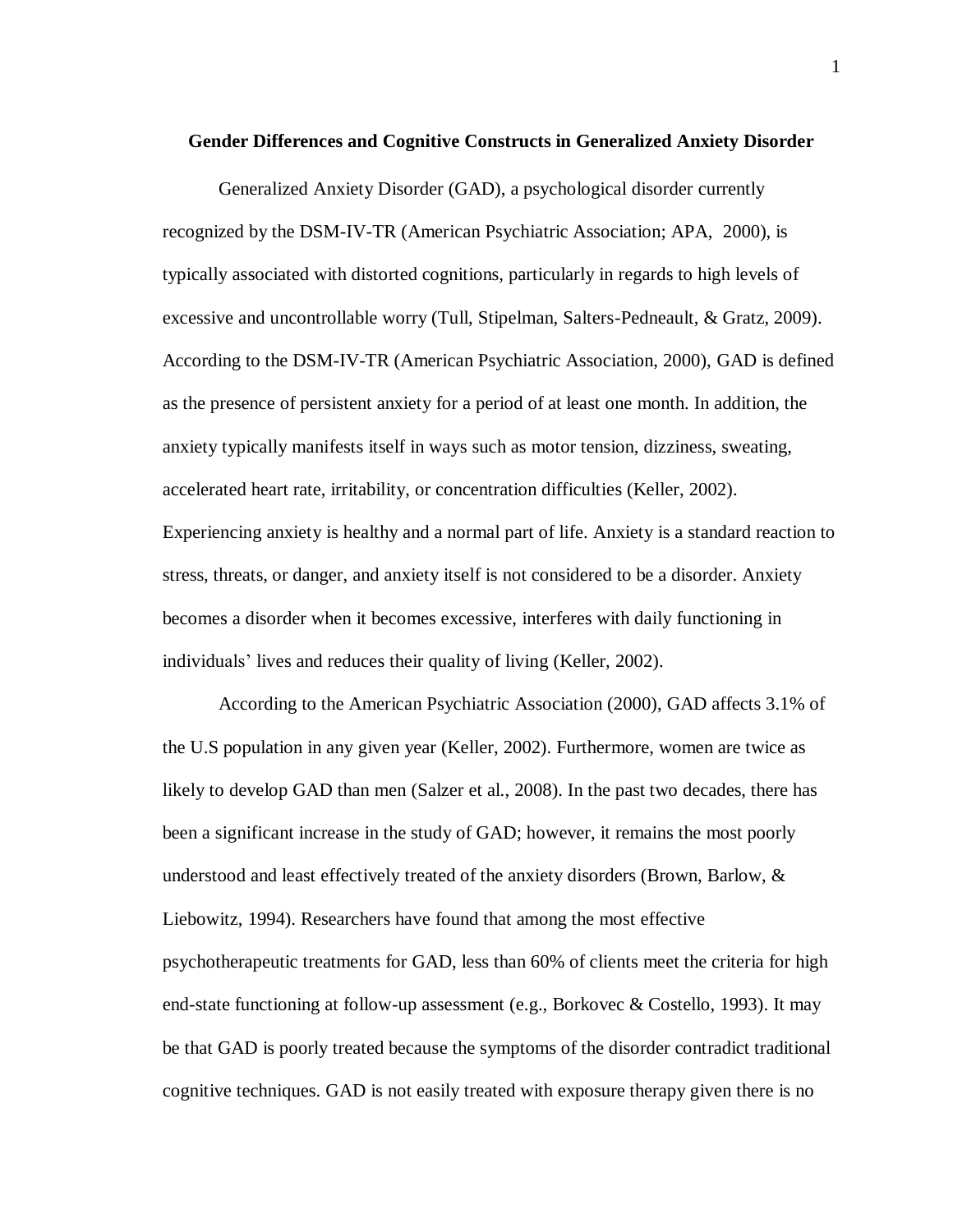**Gender Differences and Cognitive Constructs in Generalized Anxiety Disorder**

Generalized Anxiety Disorder (GAD), a psychological disorder currently recognized by the DSM-IV-TR (American Psychiatric Association; APA, 2000), is typically associated with distorted cognitions, particularly in regards to high levels of excessive and uncontrollable worry (Tull, Stipelman, Salters-Pedneault, & Gratz, 2009). According to the DSM-IV-TR (American Psychiatric Association, 2000), GAD is defined as the presence of persistent anxiety for a period of at least one month. In addition, the anxiety typically manifests itself in ways such as motor tension, dizziness, sweating, accelerated heart rate, irritability, or concentration difficulties (Keller, 2002). Experiencing anxiety is healthy and a normal part of life. Anxiety is a standard reaction to stress, threats, or danger, and anxiety itself is not considered to be a disorder. Anxiety becomes a disorder when it becomes excessive, interferes with daily functioning in individuals' lives and reduces their quality of living (Keller, 2002).

According to the American Psychiatric Association (2000), GAD affects 3.1% of the U.S population in any given year (Keller, 2002). Furthermore, women are twice as likely to develop GAD than men (Salzer et al., 2008). In the past two decades, there has been a significant increase in the study of GAD; however, it remains the most poorly understood and least effectively treated of the anxiety disorders (Brown, Barlow, & Liebowitz, 1994). Researchers have found that among the most effective psychotherapeutic treatments for GAD, less than 60% of clients meet the criteria for high end-state functioning at follow-up assessment (e.g., Borkovec & Costello, 1993). It may be that GAD is poorly treated because the symptoms of the disorder contradict traditional cognitive techniques. GAD is not easily treated with exposure therapy given there is no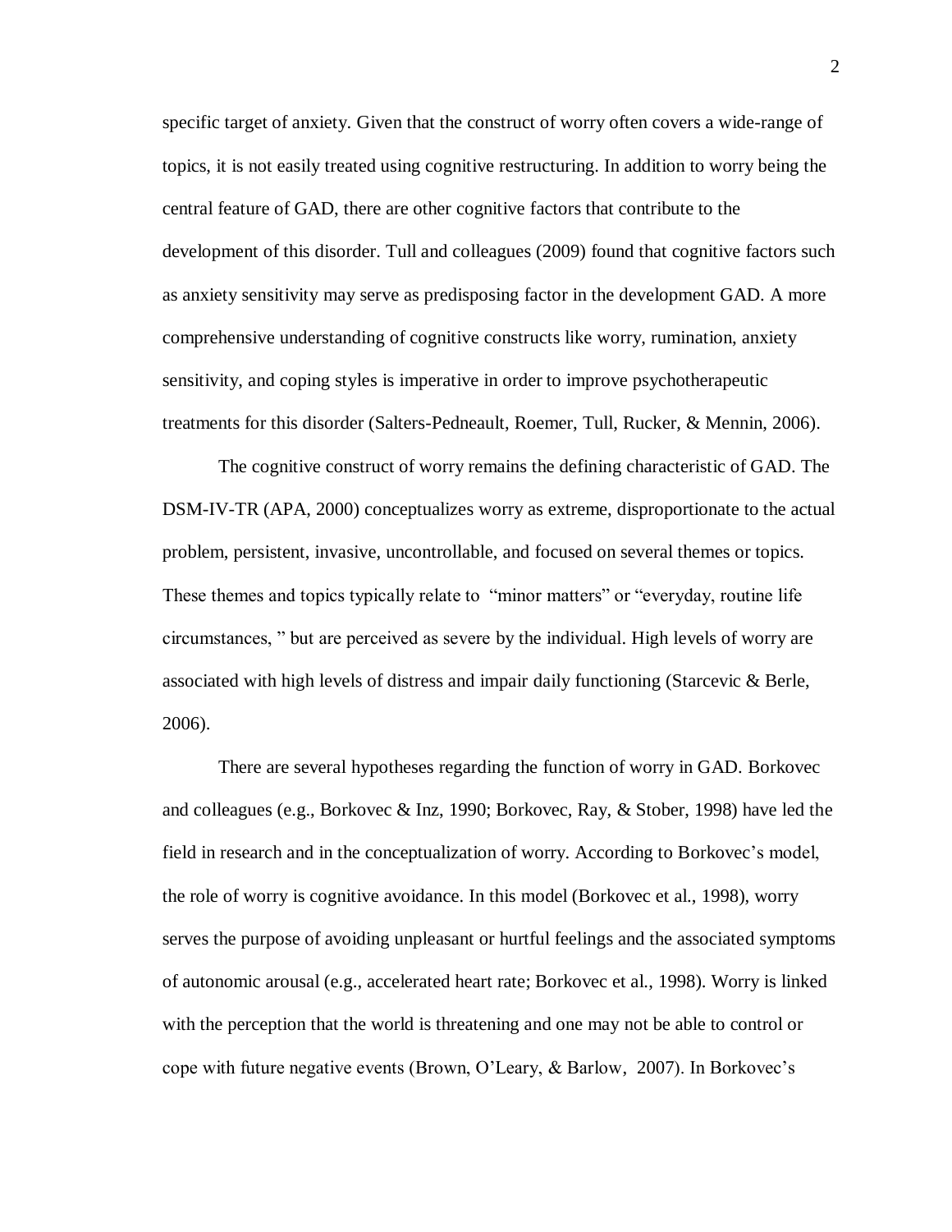specific target of anxiety. Given that the construct of worry often covers a wide-range of topics, it is not easily treated using cognitive restructuring. In addition to worry being the central feature of GAD, there are other cognitive factors that contribute to the development of this disorder. Tull and colleagues (2009) found that cognitive factors such as anxiety sensitivity may serve as predisposing factor in the development GAD. A more comprehensive understanding of cognitive constructs like worry, rumination, anxiety sensitivity, and coping styles is imperative in order to improve psychotherapeutic treatments for this disorder (Salters-Pedneault, Roemer, Tull, Rucker, & Mennin, 2006).

The cognitive construct of worry remains the defining characteristic of GAD. The DSM-IV-TR (APA, 2000) conceptualizes worry as extreme, disproportionate to the actual problem, persistent, invasive, uncontrollable, and focused on several themes or topics. These themes and topics typically relate to "minor matters" or "everyday, routine life circumstances, " but are perceived as severe by the individual. High levels of worry are associated with high levels of distress and impair daily functioning (Starcevic & Berle, 2006).

There are several hypotheses regarding the function of worry in GAD. Borkovec and colleagues (e.g., Borkovec & Inz, 1990; Borkovec, Ray, & Stober, 1998) have led the field in research and in the conceptualization of worry. According to Borkovec's model, the role of worry is cognitive avoidance. In this model (Borkovec et al., 1998), worry serves the purpose of avoiding unpleasant or hurtful feelings and the associated symptoms of autonomic arousal (e.g., accelerated heart rate; Borkovec et al., 1998). Worry is linked with the perception that the world is threatening and one may not be able to control or cope with future negative events (Brown, O'Leary, & Barlow, 2007). In Borkovec's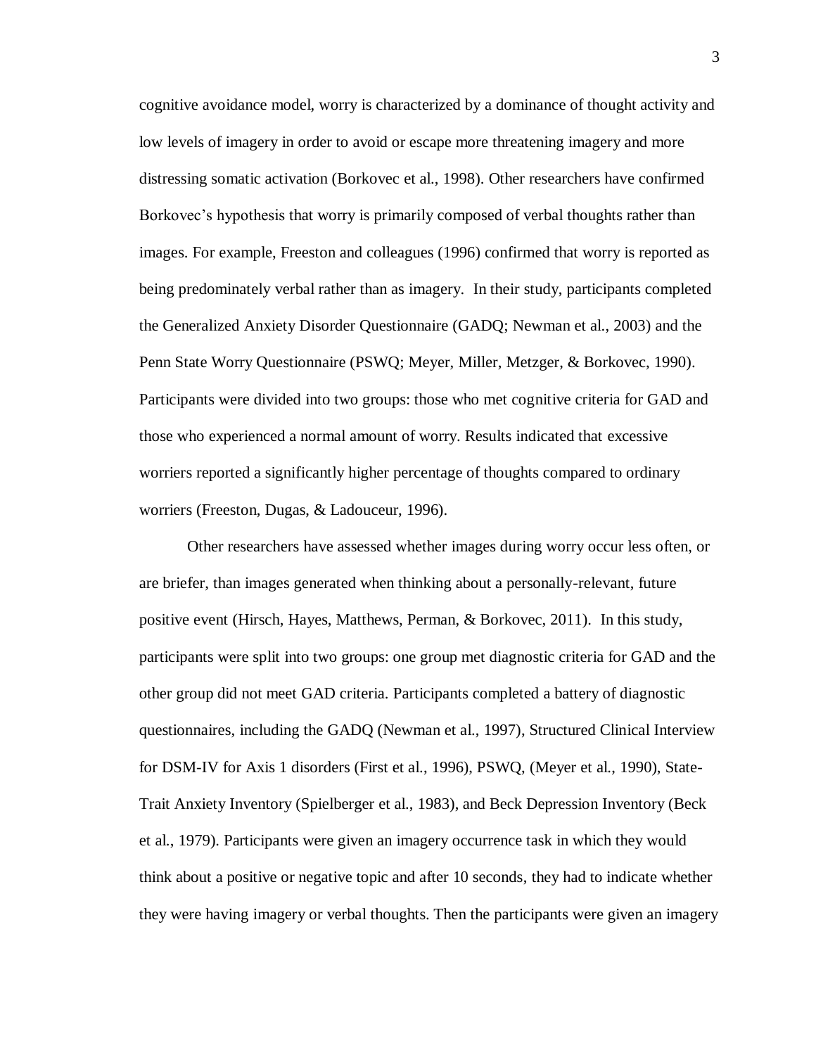cognitive avoidance model, worry is characterized by a dominance of thought activity and low levels of imagery in order to avoid or escape more threatening imagery and more distressing somatic activation (Borkovec et al., 1998). Other researchers have confirmed Borkovec's hypothesis that worry is primarily composed of verbal thoughts rather than images. For example, Freeston and colleagues (1996) confirmed that worry is reported as being predominately verbal rather than as imagery. In their study, participants completed the Generalized Anxiety Disorder Questionnaire (GADQ; Newman et al., 2003) and the Penn State Worry Questionnaire (PSWQ; Meyer, Miller, Metzger, & Borkovec, 1990). Participants were divided into two groups: those who met cognitive criteria for GAD and those who experienced a normal amount of worry. Results indicated that excessive worriers reported a significantly higher percentage of thoughts compared to ordinary worriers (Freeston, Dugas, & Ladouceur, 1996).

Other researchers have assessed whether images during worry occur less often, or are briefer, than images generated when thinking about a personally-relevant, future positive event (Hirsch, Hayes, Matthews, Perman, & Borkovec, 2011). In this study, participants were split into two groups: one group met diagnostic criteria for GAD and the other group did not meet GAD criteria. Participants completed a battery of diagnostic questionnaires, including the GADQ (Newman et al., 1997), Structured Clinical Interview for DSM-IV for Axis 1 disorders (First et al., 1996), PSWQ, (Meyer et al., 1990), State-Trait Anxiety Inventory (Spielberger et al., 1983), and Beck Depression Inventory (Beck et al., 1979). Participants were given an imagery occurrence task in which they would think about a positive or negative topic and after 10 seconds, they had to indicate whether they were having imagery or verbal thoughts. Then the participants were given an imagery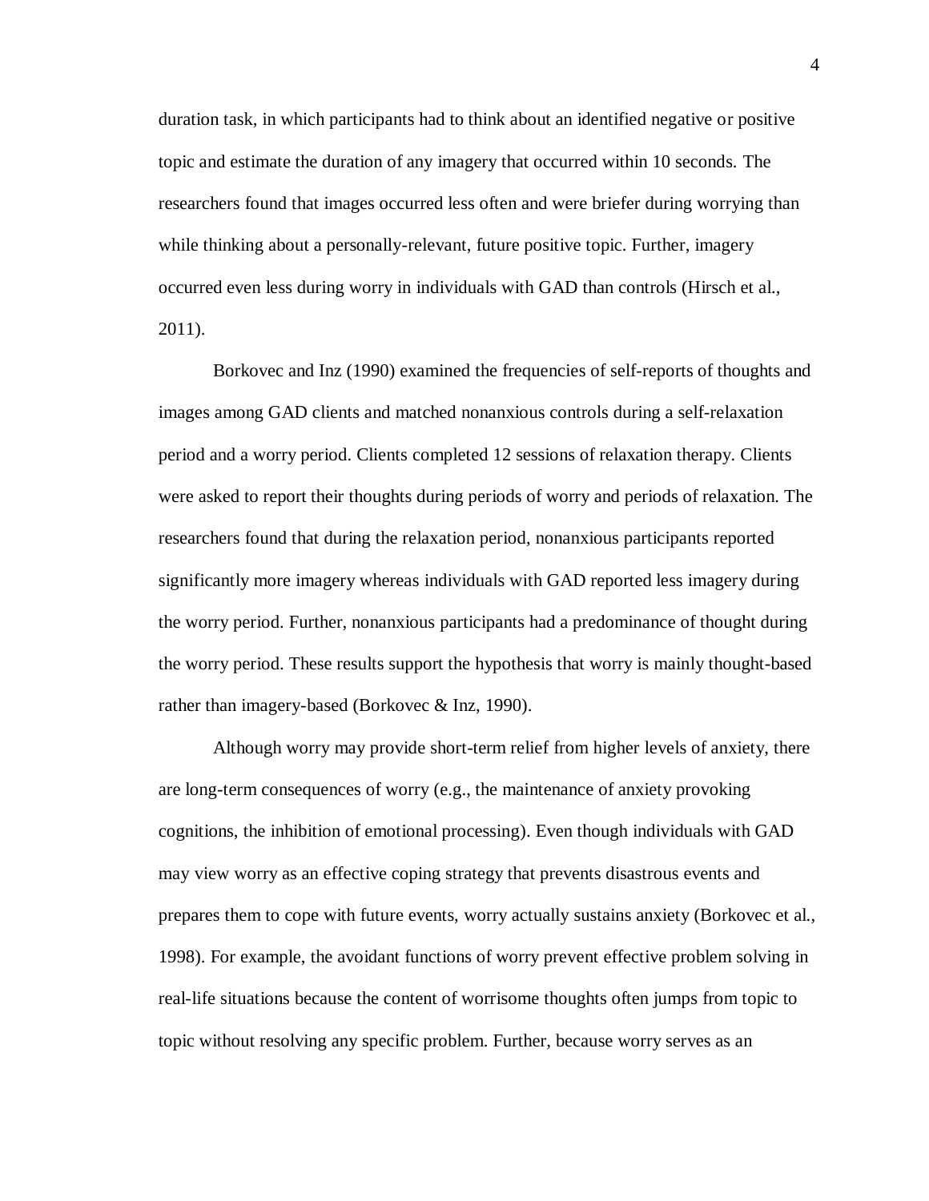duration task, in which participants had to think about an identified negative or positive topic and estimate the duration of any imagery that occurred within 10 seconds. The researchers found that images occurred less often and were briefer during worrying than while thinking about a personally-relevant, future positive topic. Further, imagery occurred even less during worry in individuals with GAD than controls (Hirsch et al., 2011).

Borkovec and Inz (1990) examined the frequencies of self-reports of thoughts and images among GAD clients and matched nonanxious controls during a self-relaxation period and a worry period. Clients completed 12 sessions of relaxation therapy. Clients were asked to report their thoughts during periods of worry and periods of relaxation. The researchers found that during the relaxation period, nonanxious participants reported significantly more imagery whereas individuals with GAD reported less imagery during the worry period. Further, nonanxious participants had a predominance of thought during the worry period. These results support the hypothesis that worry is mainly thought-based rather than imagery-based (Borkovec & Inz, 1990).

Although worry may provide short-term relief from higher levels of anxiety, there are long-term consequences of worry (e.g., the maintenance of anxiety provoking cognitions, the inhibition of emotional processing). Even though individuals with GAD may view worry as an effective coping strategy that prevents disastrous events and prepares them to cope with future events, worry actually sustains anxiety (Borkovec et al., 1998). For example, the avoidant functions of worry prevent effective problem solving in real-life situations because the content of worrisome thoughts often jumps from topic to topic without resolving any specific problem. Further, because worry serves as an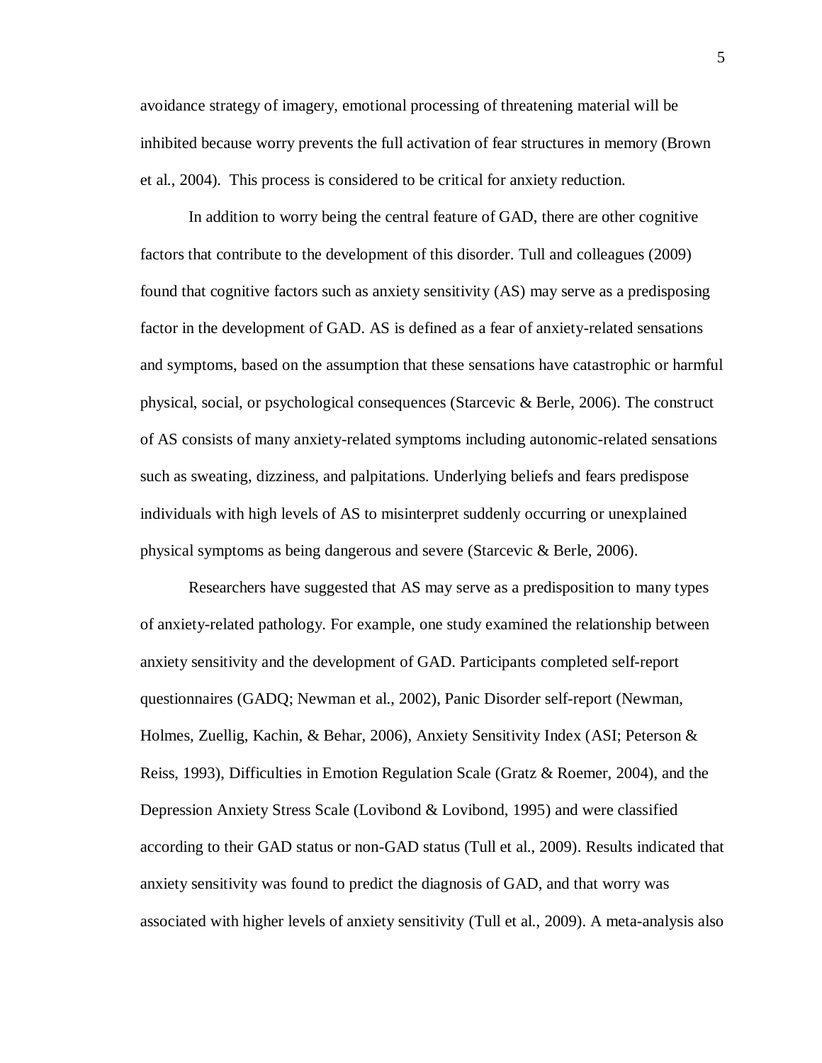avoidance strategy of imagery, emotional processing of threatening material will be inhibited because worry prevents the full activation of fear structures in memory (Brown et al., 2004). This process is considered to be critical for anxiety reduction.

In addition to worry being the central feature of GAD, there are other cognitive factors that contribute to the development of this disorder. Tull and colleagues (2009) found that cognitive factors such as anxiety sensitivity (AS) may serve as a predisposing factor in the development of GAD. AS is defined as a fear of anxiety-related sensations and symptoms, based on the assumption that these sensations have catastrophic or harmful physical, social, or psychological consequences (Starcevic & Berle, 2006). The construct of AS consists of many anxiety-related symptoms including autonomic-related sensations such as sweating, dizziness, and palpitations. Underlying beliefs and fears predispose individuals with high levels of AS to misinterpret suddenly occurring or unexplained physical symptoms as being dangerous and severe (Starcevic & Berle, 2006).

Researchers have suggested that AS may serve as a predisposition to many types of anxiety-related pathology. For example, one study examined the relationship between anxiety sensitivity and the development of GAD. Participants completed self-report questionnaires (GADQ; Newman et al., 2002), Panic Disorder self-report (Newman, Holmes, Zuellig, Kachin, & Behar, 2006), Anxiety Sensitivity Index (ASI; Peterson & Reiss, 1993), Difficulties in Emotion Regulation Scale (Gratz & Roemer, 2004), and the Depression Anxiety Stress Scale (Lovibond & Lovibond, 1995) and were classified according to their GAD status or non-GAD status (Tull et al., 2009). Results indicated that anxiety sensitivity was found to predict the diagnosis of GAD, and that worry was associated with higher levels of anxiety sensitivity (Tull et al., 2009). A meta-analysis also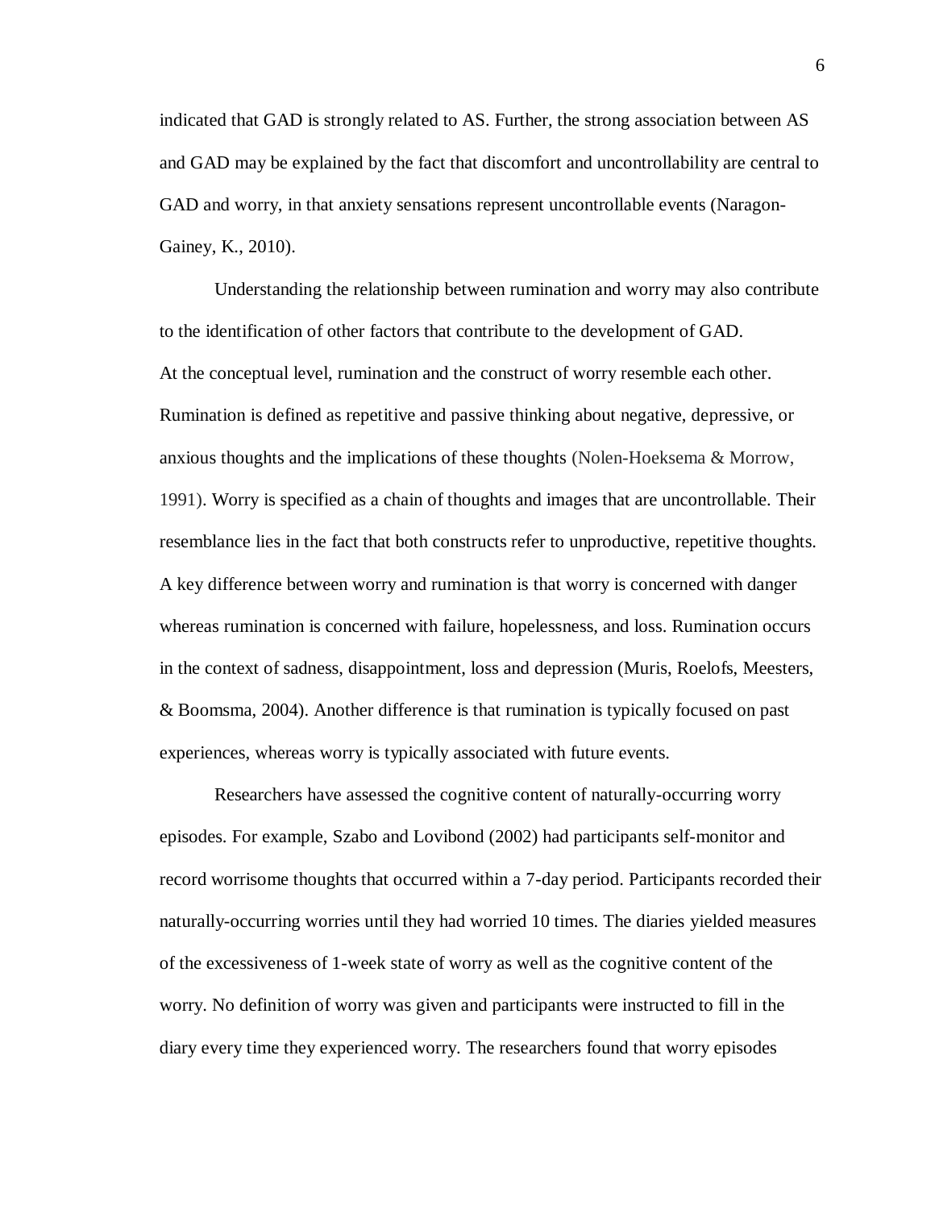indicated that GAD is strongly related to AS. Further, the strong association between AS and GAD may be explained by the fact that discomfort and uncontrollability are central to GAD and worry, in that anxiety sensations represent uncontrollable events (Naragon-Gainey, K., 2010).

Understanding the relationship between rumination and worry may also contribute to the identification of other factors that contribute to the development of GAD. At the conceptual level, rumination and the construct of worry resemble each other. Rumination is defined as repetitive and passive thinking about negative, depressive, or anxious thoughts and the implications of these thoughts (Nolen-Hoeksema & Morrow, 1991). Worry is specified as a chain of thoughts and images that are uncontrollable. Their resemblance lies in the fact that both constructs refer to unproductive, repetitive thoughts. A key difference between worry and rumination is that worry is concerned with danger whereas rumination is concerned with failure, hopelessness, and loss. Rumination occurs in the context of sadness, disappointment, loss and depression (Muris, Roelofs, Meesters, & Boomsma, 2004). Another difference is that rumination is typically focused on past experiences, whereas worry is typically associated with future events.

Researchers have assessed the cognitive content of naturally-occurring worry episodes. For example, Szabo and Lovibond (2002) had participants self-monitor and record worrisome thoughts that occurred within a 7-day period. Participants recorded their naturally-occurring worries until they had worried 10 times. The diaries yielded measures of the excessiveness of 1-week state of worry as well as the cognitive content of the worry. No definition of worry was given and participants were instructed to fill in the diary every time they experienced worry. The researchers found that worry episodes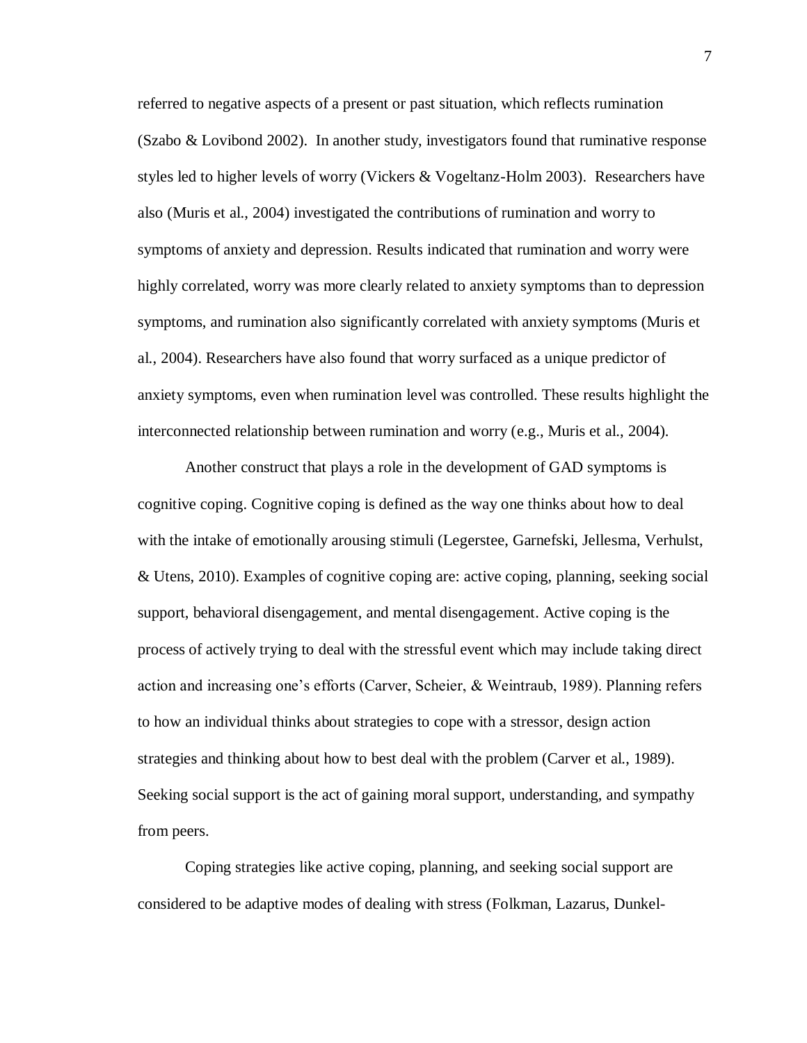referred to negative aspects of a present or past situation, which reflects rumination (Szabo & Lovibond 2002). In another study, investigators found that ruminative response styles led to higher levels of worry (Vickers & Vogeltanz-Holm 2003). Researchers have also (Muris et al., 2004) investigated the contributions of rumination and worry to symptoms of anxiety and depression. Results indicated that rumination and worry were highly correlated, worry was more clearly related to anxiety symptoms than to depression symptoms, and rumination also significantly correlated with anxiety symptoms (Muris et al., 2004). Researchers have also found that worry surfaced as a unique predictor of anxiety symptoms, even when rumination level was controlled. These results highlight the interconnected relationship between rumination and worry (e.g., Muris et al., 2004).

Another construct that plays a role in the development of GAD symptoms is cognitive coping. Cognitive coping is defined as the way one thinks about how to deal with the intake of emotionally arousing stimuli (Legerstee, Garnefski, Jellesma, Verhulst, & Utens, 2010). Examples of cognitive coping are: active coping, planning, seeking social support, behavioral disengagement, and mental disengagement. Active coping is the process of actively trying to deal with the stressful event which may include taking direct action and increasing one's efforts (Carver, Scheier, & Weintraub, 1989). Planning refers to how an individual thinks about strategies to cope with a stressor, design action strategies and thinking about how to best deal with the problem (Carver et al., 1989). Seeking social support is the act of gaining moral support, understanding, and sympathy from peers.

Coping strategies like active coping, planning, and seeking social support are considered to be adaptive modes of dealing with stress (Folkman, Lazarus, Dunkel-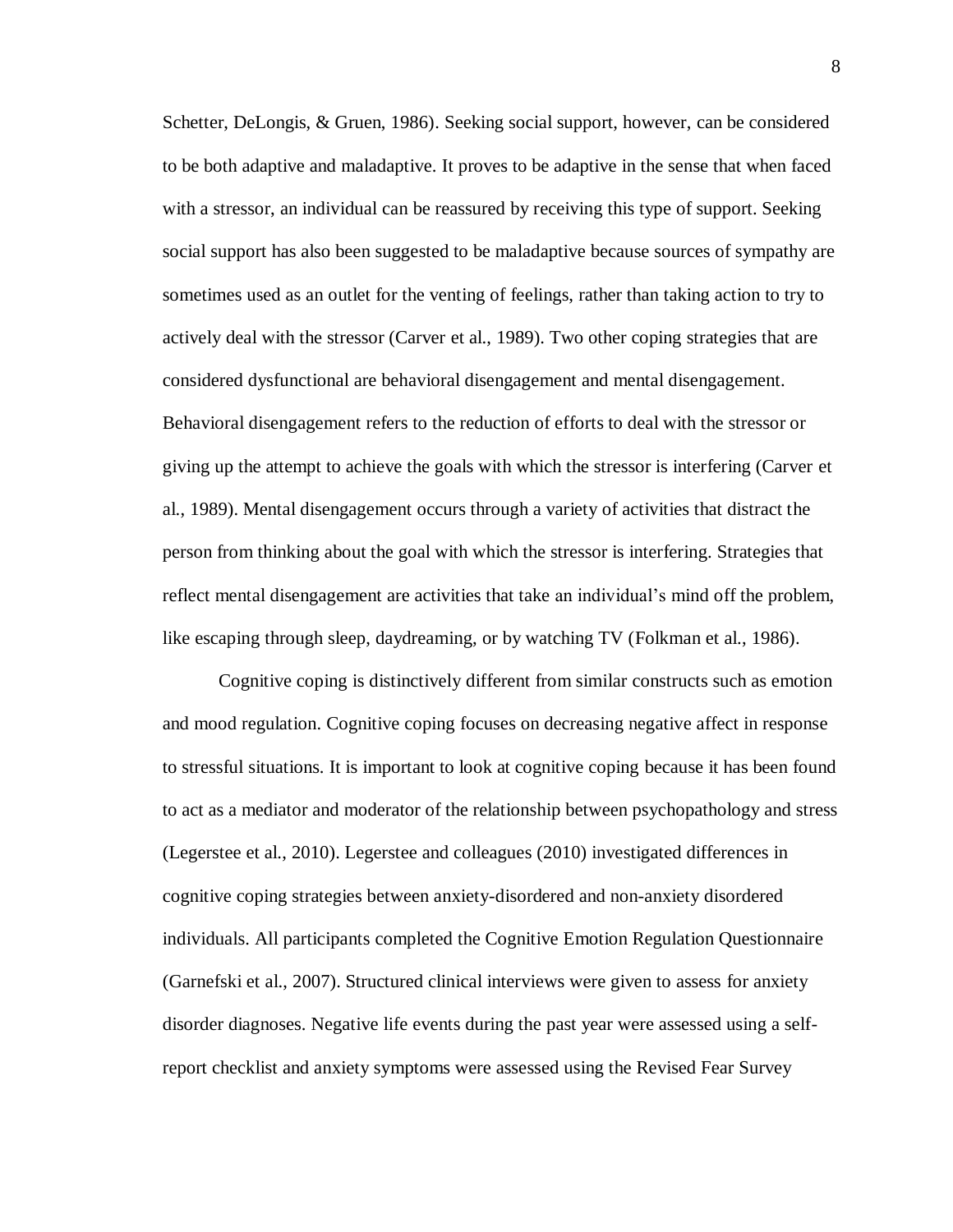Schetter, DeLongis, & Gruen, 1986). Seeking social support, however, can be considered to be both adaptive and maladaptive. It proves to be adaptive in the sense that when faced with a stressor, an individual can be reassured by receiving this type of support. Seeking social support has also been suggested to be maladaptive because sources of sympathy are sometimes used as an outlet for the venting of feelings, rather than taking action to try to actively deal with the stressor (Carver et al., 1989). Two other coping strategies that are considered dysfunctional are behavioral disengagement and mental disengagement. Behavioral disengagement refers to the reduction of efforts to deal with the stressor or giving up the attempt to achieve the goals with which the stressor is interfering (Carver et al., 1989). Mental disengagement occurs through a variety of activities that distract the person from thinking about the goal with which the stressor is interfering. Strategies that reflect mental disengagement are activities that take an individual's mind off the problem, like escaping through sleep, daydreaming, or by watching TV (Folkman et al., 1986).

Cognitive coping is distinctively different from similar constructs such as emotion and mood regulation. Cognitive coping focuses on decreasing negative affect in response to stressful situations. It is important to look at cognitive coping because it has been found to act as a mediator and moderator of the relationship between psychopathology and stress (Legerstee et al., 2010). Legerstee and colleagues (2010) investigated differences in cognitive coping strategies between anxiety-disordered and non-anxiety disordered individuals. All participants completed the Cognitive Emotion Regulation Questionnaire (Garnefski et al., 2007). Structured clinical interviews were given to assess for anxiety disorder diagnoses. Negative life events during the past year were assessed using a self-report checklist and anxiety symptoms were assessed using the Revised Fear Survey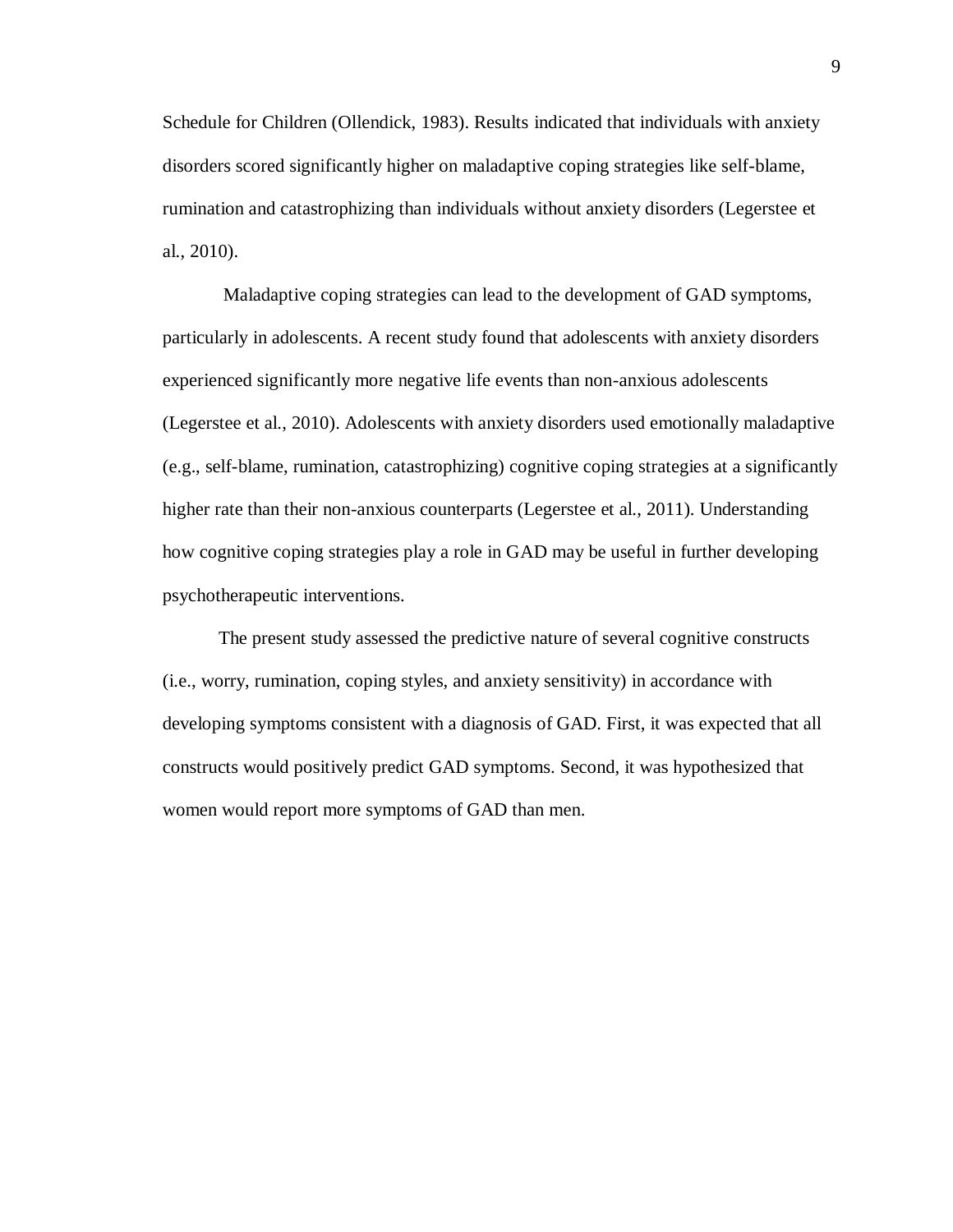Schedule for Children (Ollendick, 1983). Results indicated that individuals with anxiety disorders scored significantly higher on maladaptive coping strategies like self-blame, rumination and catastrophizing than individuals without anxiety disorders (Legerstee et al., 2010).

Maladaptive coping strategies can lead to the development of GAD symptoms, particularly in adolescents. A recent study found that adolescents with anxiety disorders experienced significantly more negative life events than non-anxious adolescents (Legerstee et al., 2010). Adolescents with anxiety disorders used emotionally maladaptive (e.g., self-blame, rumination, catastrophizing) cognitive coping strategies at a significantly higher rate than their non-anxious counterparts (Legerstee et al., 2011). Understanding how cognitive coping strategies play a role in GAD may be useful in further developing psychotherapeutic interventions.

The present study assessed the predictive nature of several cognitive constructs (i.e., worry, rumination, coping styles, and anxiety sensitivity) in accordance with developing symptoms consistent with a diagnosis of GAD. First, it was expected that all constructs would positively predict GAD symptoms. Second, it was hypothesized that women would report more symptoms of GAD than men.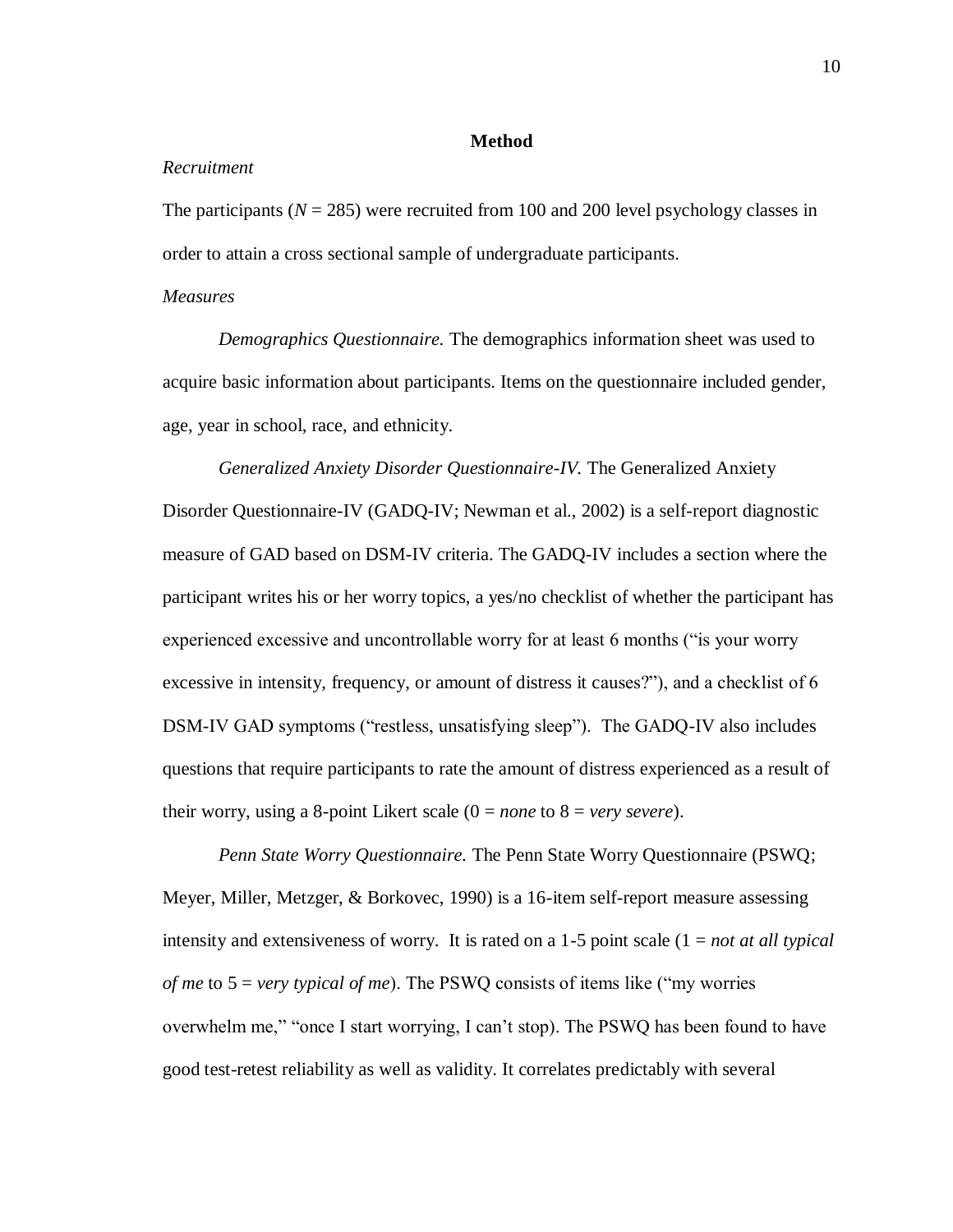# Method

*Recruitment*

The participants ($N$ = 285) were recruited from 100 and 200 level psychology classes in order to attain a cross sectional sample of undergraduate participants.

*Measures*

*Demographics Questionnaire.* The demographics information sheet was used to acquire basic information about participants. Items on the questionnaire included gender, age, year in school, race, and ethnicity.

*Generalized Anxiety Disorder Questionnaire-IV.* The Generalized Anxiety Disorder Questionnaire-IV (GADQ-IV; Newman et al., 2002) is a self-report diagnostic measure of GAD based on DSM-IV criteria. The GADQ-IV includes a section where the participant writes his or her worry topics, a yes/no checklist of whether the participant has experienced excessive and uncontrollable worry for at least 6 months ("is your worry excessive in intensity, frequency, or amount of distress it causes?"), and a checklist of 6 DSM-IV GAD symptoms ("restless, unsatisfying sleep"). The GADQ-IV also includes questions that require participants to rate the amount of distress experienced as a result of their worry, using a 8-point Likert scale (0 = *none* to 8 = *very severe*).

*Penn State Worry Questionnaire.* The Penn State Worry Questionnaire (PSWQ; Meyer, Miller, Metzger, & Borkovec, 1990) is a 16-item self-report measure assessing intensity and extensiveness of worry. It is rated on a 1-5 point scale (1 = *not at all typical of me* to 5 = *very typical of me*). The PSWQ consists of items like ("my worries overwhelm me," "once I start worrying, I can't stop). The PSWQ has been found to have good test-retest reliability as well as validity. It correlates predictably with several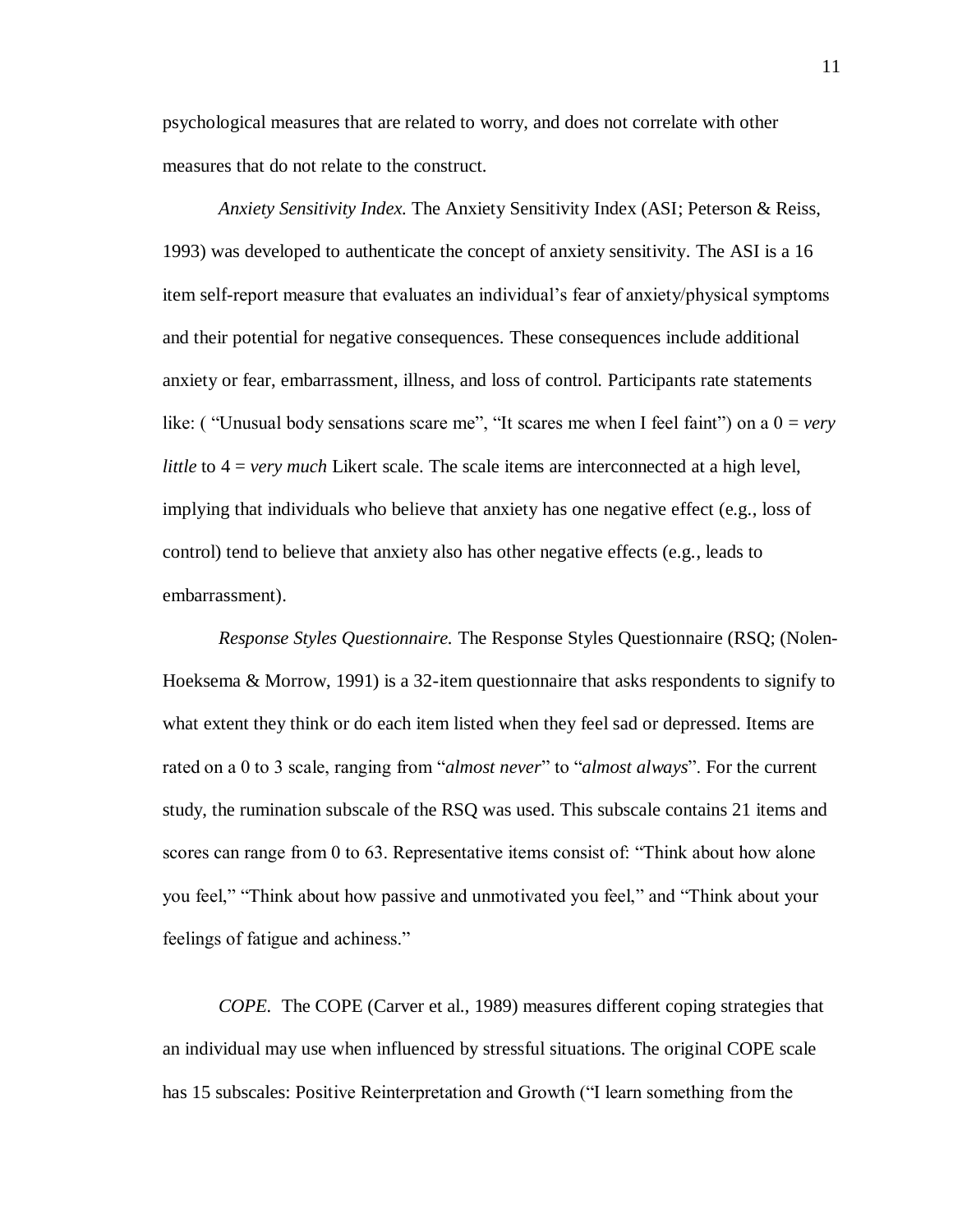psychological measures that are related to worry, and does not correlate with other measures that do not relate to the construct.

*Anxiety Sensitivity Index.* The Anxiety Sensitivity Index (ASI; Peterson & Reiss, 1993) was developed to authenticate the concept of anxiety sensitivity. The ASI is a 16 item self-report measure that evaluates an individual's fear of anxiety/physical symptoms and their potential for negative consequences. These consequences include additional anxiety or fear, embarrassment, illness, and loss of control. Participants rate statements like: ( "Unusual body sensations scare me", "It scares me when I feel faint") on a 0 = *very little* to 4 = *very much* Likert scale. The scale items are interconnected at a high level, implying that individuals who believe that anxiety has one negative effect (e.g., loss of control) tend to believe that anxiety also has other negative effects (e.g., leads to embarrassment).

*Response Styles Questionnaire.* The Response Styles Questionnaire (RSQ; (Nolen-Hoeksema & Morrow, 1991) is a 32-item questionnaire that asks respondents to signify to what extent they think or do each item listed when they feel sad or depressed. Items are rated on a 0 to 3 scale, ranging from "*almost never*" to "*almost always*". For the current study, the rumination subscale of the RSQ was used. This subscale contains 21 items and scores can range from 0 to 63. Representative items consist of: "Think about how alone you feel," "Think about how passive and unmotivated you feel," and "Think about your feelings of fatigue and achiness."

*COPE.* The COPE (Carver et al., 1989) measures different coping strategies that an individual may use when influenced by stressful situations. The original COPE scale has 15 subscales: Positive Reinterpretation and Growth ("I learn something from the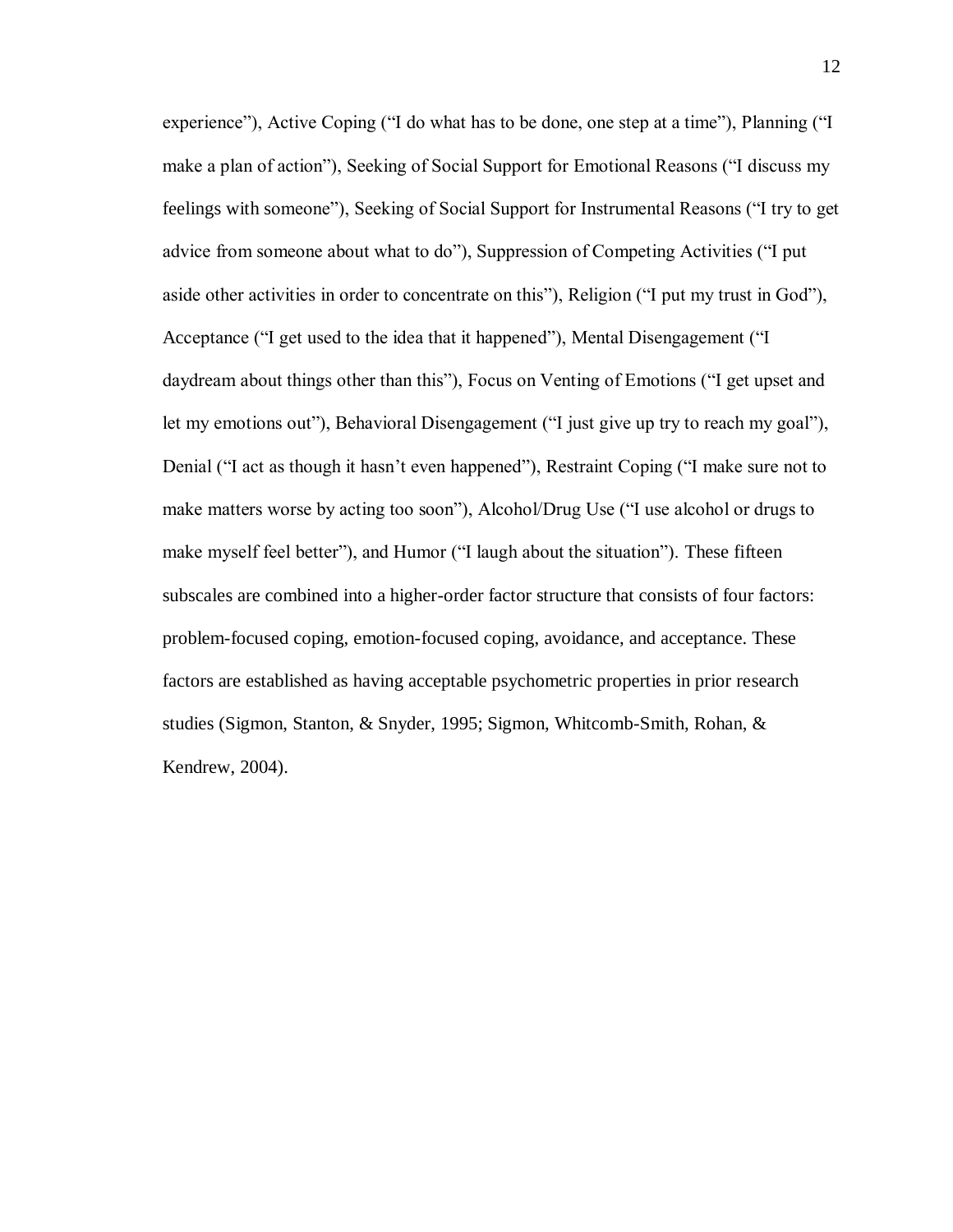experience"), Active Coping ("I do what has to be done, one step at a time"), Planning ("I make a plan of action"), Seeking of Social Support for Emotional Reasons ("I discuss my feelings with someone"), Seeking of Social Support for Instrumental Reasons ("I try to get advice from someone about what to do"), Suppression of Competing Activities ("I put aside other activities in order to concentrate on this"), Religion ("I put my trust in God"), Acceptance ("I get used to the idea that it happened"), Mental Disengagement ("I daydream about things other than this"), Focus on Venting of Emotions ("I get upset and let my emotions out"), Behavioral Disengagement ("I just give up try to reach my goal"), Denial ("I act as though it hasn't even happened"), Restraint Coping ("I make sure not to make matters worse by acting too soon"), Alcohol/Drug Use ("I use alcohol or drugs to make myself feel better"), and Humor ("I laugh about the situation"). These fifteen subscales are combined into a higher-order factor structure that consists of four factors: problem-focused coping, emotion-focused coping, avoidance, and acceptance. These factors are established as having acceptable psychometric properties in prior research studies (Sigmon, Stanton, & Snyder, 1995; Sigmon, Whitcomb-Smith, Rohan, & Kendrew, 2004).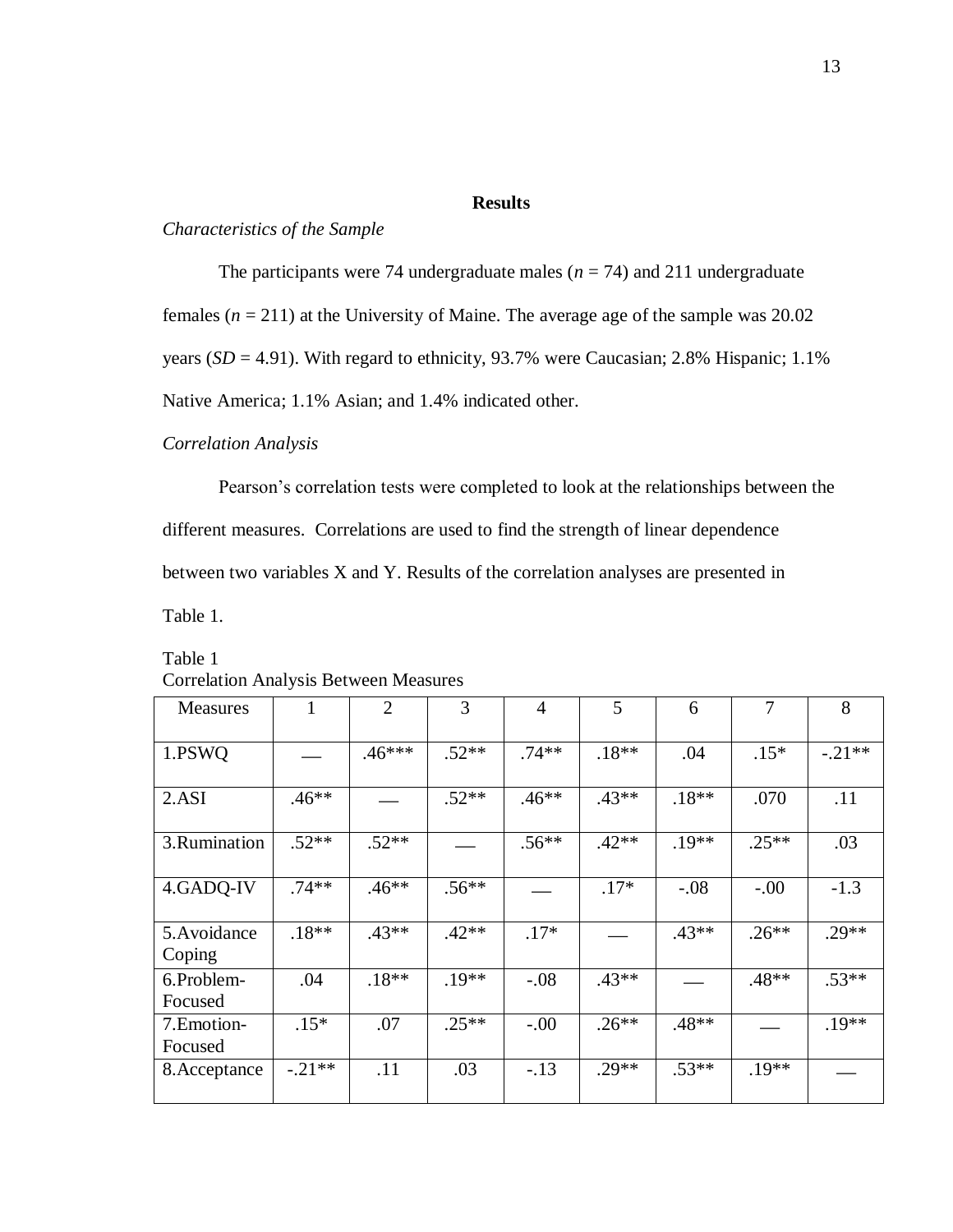## Results

*Characteristics of the Sample*

The participants were 74 undergraduate males (*n* = 74) and 211 undergraduate females (*n* = 211) at the University of Maine. The average age of the sample was 20.02 years (*SD* = 4.91). With regard to ethnicity, 93.7% were Caucasian; 2.8% Hispanic; 1.1% Native America; 1.1% Asian; and 1.4% indicated other.

*Correlation Analysis*

Pearson's correlation tests were completed to look at the relationships between the different measures. Correlations are used to find the strength of linear dependence between two variables X and Y. Results of the correlation analyses are presented in Table 1.

Table 1
Correlation Analysis Between Measures

| Measures | 1 | 2 | 3 | 4 | 5 | 6 | 7 | 8 |
|---|---|---|---|---|---|---|---|---|
| 1.PSWQ | — | .46*** | .52** | .74** | .18** | .04 | .15* | -.21** |
| 2.ASI | .46** | — | .52** | .46** | .43** | .18** | .070 | .11 |
| 3.Rumination | .52** | .52** | — | .56** | .42** | .19** | .25** | .03 |
| 4.GADQ-IV | .74** | .46** | .56** | — | .17* | -.08 | -.00 | -1.3 |
| 5.Avoidance Coping | .18** | .43** | .42** | .17* | — | .43** | .26** | .29** |
| 6.Problem-Focused | .04 | .18** | .19** | -.08 | .43** | — | .48** | .53** |
| 7.Emotion-Focused | .15* | .07 | .25** | -.00 | .26** | .48** | — | .19** |
| 8.Acceptance | -.21** | .11 | .03 | -.13 | .29** | .53** | .19** | — |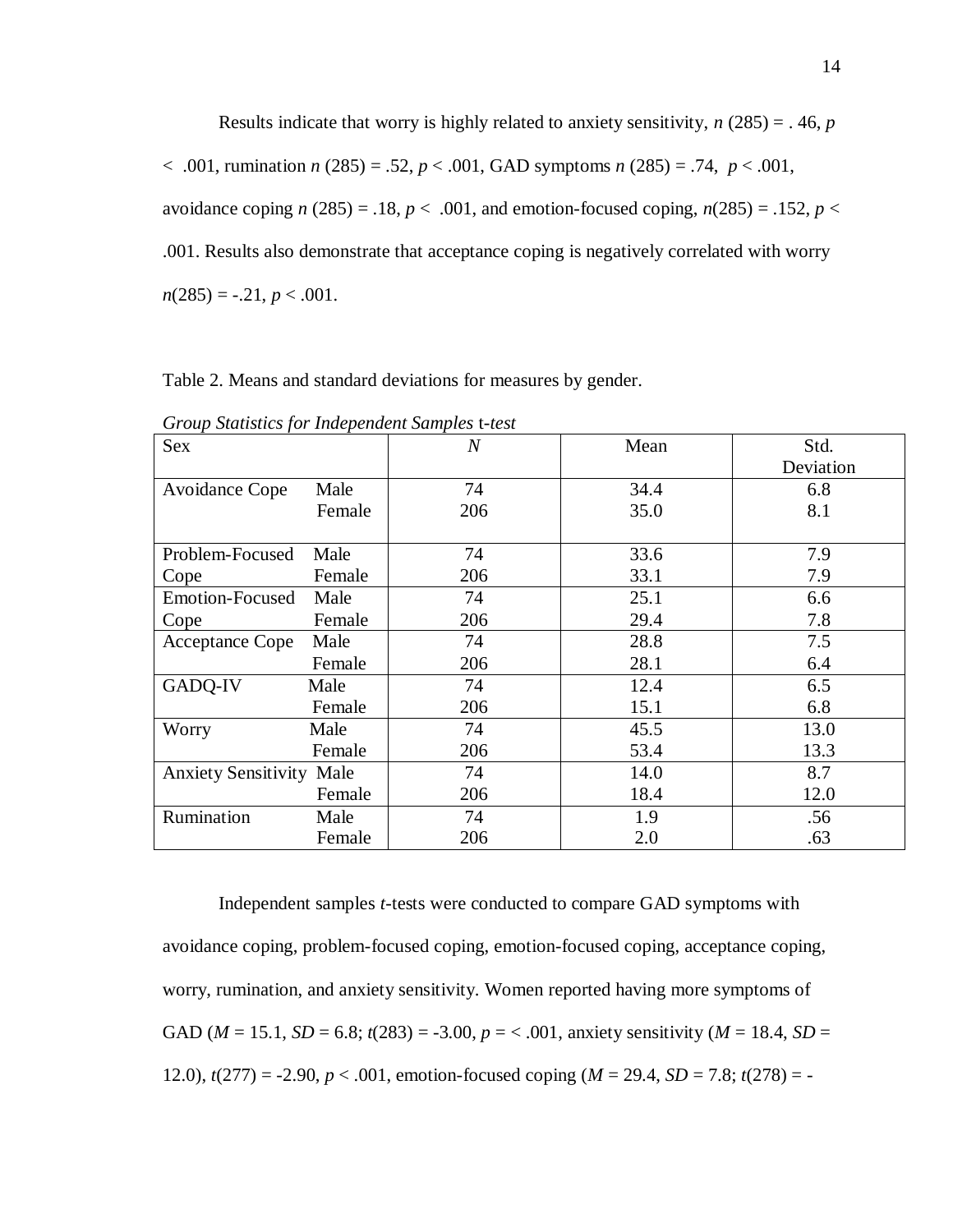Results indicate that worry is highly related to anxiety sensitivity, $n$ (285) = . 46, $p < .001$, rumination $n$ (285) = .52, $p < .001$, GAD symptoms $n$ (285) = .74, $p < .001$, avoidance coping $n$ (285) = .18, $p < .001$, and emotion-focused coping, $n$(285) = .152, $p < .001$. Results also demonstrate that acceptance coping is negatively correlated with worry $n$(285) = -.21, $p < .001$.

Table 2. Means and standard deviations for measures by gender.

*Group Statistics for Independent Samples* t-*test*

| Sex | | *N* | Mean | Std. Deviation |
|---|---|---|---|---|
| Avoidance Cope | Male | 74 | 34.4 | 6.8 |
| | Female | 206 | 35.0 | 8.1 |
| Problem-Focused Cope | Male | 74 | 33.6 | 7.9 |
| | Female | 206 | 33.1 | 7.9 |
| Emotion-Focused Cope | Male | 74 | 25.1 | 6.6 |
| | Female | 206 | 29.4 | 7.8 |
| Acceptance Cope | Male | 74 | 28.8 | 7.5 |
| | Female | 206 | 28.1 | 6.4 |
| GADQ-IV | Male | 74 | 12.4 | 6.5 |
| | Female | 206 | 15.1 | 6.8 |
| Worry | Male | 74 | 45.5 | 13.0 |
| | Female | 206 | 53.4 | 13.3 |
| Anxiety Sensitivity | Male | 74 | 14.0 | 8.7 |
| | Female | 206 | 18.4 | 12.0 |
| Rumination | Male | 74 | 1.9 | .56 |
| | Female | 206 | 2.0 | .63 |

Independent samples *t*-tests were conducted to compare GAD symptoms with avoidance coping, problem-focused coping, emotion-focused coping, acceptance coping, worry, rumination, and anxiety sensitivity. Women reported having more symptoms of GAD ($M$ = 15.1, $SD$ = 6.8; $t(283) = -3.00$, $p$ = < .001, anxiety sensitivity ($M$ = 18.4, $SD$ = 12.0), $t(277) = -2.90$, $p < .001$, emotion-focused coping ($M$ = 29.4, $SD$ = 7.8; $t(278)$ = -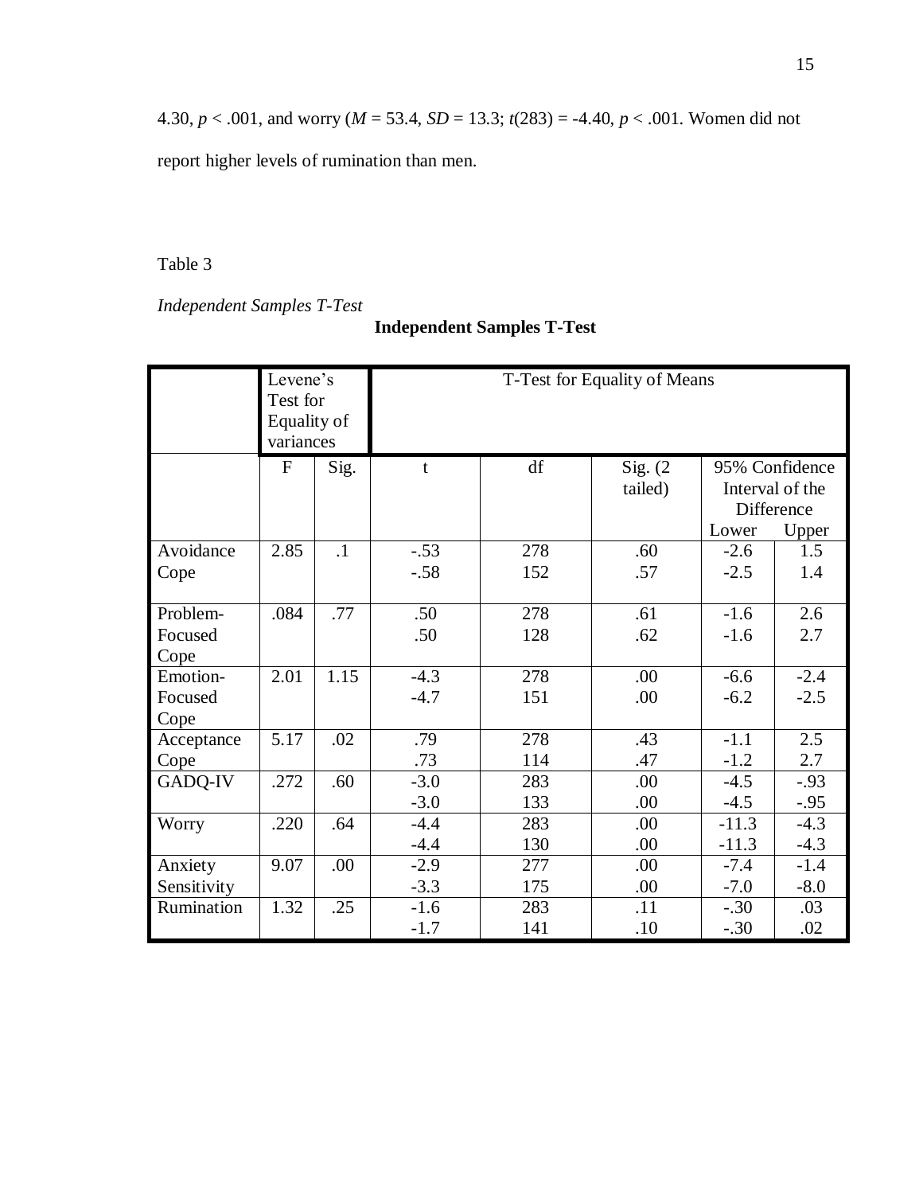4.30, $p < .001$, and worry ($M = 53.4$, $SD = 13.3$; $t(283) = -4.40$, $p < .001$. Women did not report higher levels of rumination than men.

Table 3

*Independent Samples T-Test*

**Independent Samples T-Test**

| | Levene's Test for Equality of variances | | T-Test for Equality of Means | | | | |
|---|---|---|---|---|---|---|---|
| | F | Sig. | t | df | Sig. (2 tailed) | 95% Confidence Interval of the Difference Lower | Upper |
| Avoidance Cope | 2.85 | .1 | -.53<br>-.58 | 278<br>152 | .60<br>.57 | -2.6<br>-2.5 | 1.5<br>1.4 |
| Problem-Focused Cope | .084 | .77 | .50<br>.50 | 278<br>128 | .61<br>.62 | -1.6<br>-1.6 | 2.6<br>2.7 |
| Emotion-Focused Cope | 2.01 | 1.15 | -4.3<br>-4.7 | 278<br>151 | .00<br>.00 | -6.6<br>-6.2 | -2.4<br>-2.5 |
| Acceptance Cope | 5.17 | .02 | .79<br>.73 | 278<br>114 | .43<br>.47 | -1.1<br>-1.2 | 2.5<br>2.7 |
| GADQ-IV | .272 | .60 | -3.0<br>-3.0 | 283<br>133 | .00<br>.00 | -4.5<br>-4.5 | -.93<br>-.95 |
| Worry | .220 | .64 | -4.4<br>-4.4 | 283<br>130 | .00<br>.00 | -11.3<br>-11.3 | -4.3<br>-4.3 |
| Anxiety Sensitivity | 9.07 | .00 | -2.9<br>-3.3 | 277<br>175 | .00<br>.00 | -7.4<br>-7.0 | -1.4<br>-8.0 |
| Rumination | 1.32 | .25 | -1.6<br>-1.7 | 283<br>141 | .11<br>.10 | -.30<br>-.30 | .03<br>.02 |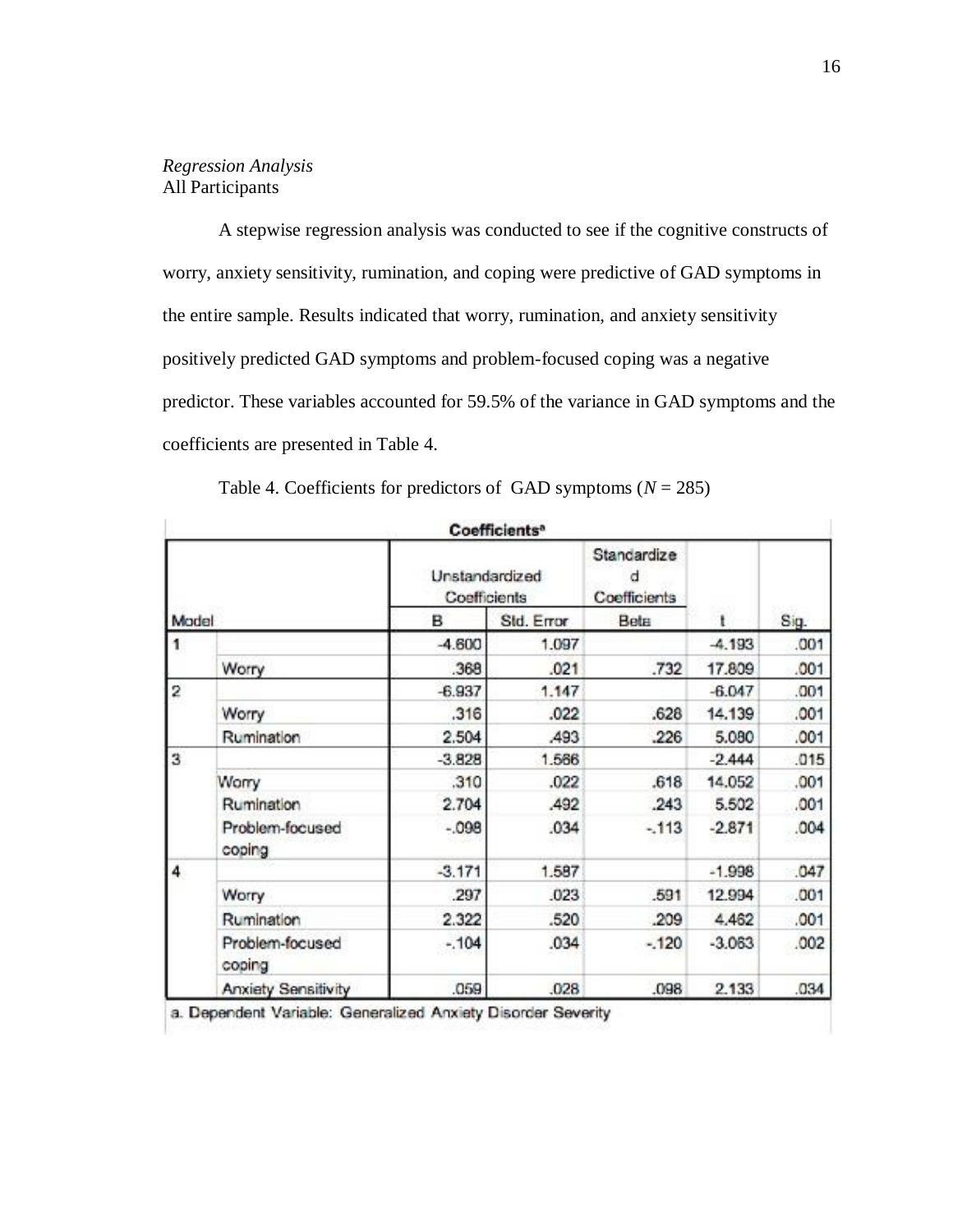*Regression Analysis*

All Participants

A stepwise regression analysis was conducted to see if the cognitive constructs of worry, anxiety sensitivity, rumination, and coping were predictive of GAD symptoms in the entire sample. Results indicated that worry, rumination, and anxiety sensitivity positively predicted GAD symptoms and problem-focused coping was a negative predictor. These variables accounted for 59.5% of the variance in GAD symptoms and the coefficients are presented in Table 4.

Table 4. Coefficients for predictors of GAD symptoms ($N$ = 285)

**Coefficients**[a]

| Model | | Unstandardized Coefficients | | Standardized Coefficients | | |
|---|---|---|---|---|---|---|
| | | B | Std. Error | Beta | t | Sig. |
| 1 | | -4.600 | 1.097 | | -4.193 | .001 |
| | Worry | .368 | .021 | .732 | 17.809 | .001 |
| 2 | | -6.937 | 1.147 | | -6.047 | .001 |
| | Worry | .316 | .022 | .628 | 14.139 | .001 |
| | Rumination | 2.504 | .493 | .226 | 5.080 | .001 |
| 3 | | -3.828 | 1.566 | | -2.444 | .015 |
| | Worry | .310 | .022 | .618 | 14.052 | .001 |
| | Rumination | 2.704 | .492 | .243 | 5.502 | .001 |
| | Problem-focused coping | -.098 | .034 | -.113 | -2.871 | .004 |
| 4 | | -3.171 | 1.587 | | -1.998 | .047 |
| | Worry | .297 | .023 | .591 | 12.994 | .001 |
| | Rumination | 2.322 | .520 | .209 | 4.462 | .001 |
| | Problem-focused coping | -.104 | .034 | -.120 | -3.063 | .002 |
| | Anxiety Sensitivity | .059 | .028 | .098 | 2.133 | .034 |

a. Dependent Variable: Generalized Anxiety Disorder Severity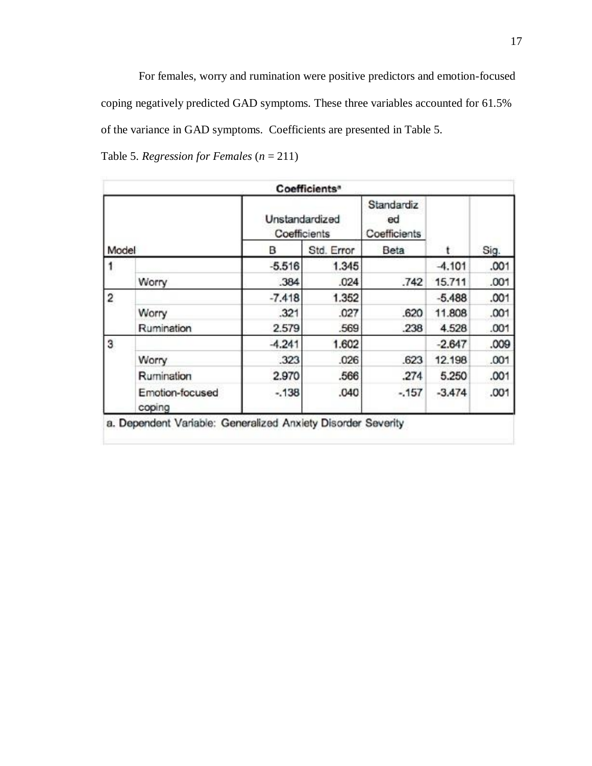For females, worry and rumination were positive predictors and emotion-focused coping negatively predicted GAD symptoms. These three variables accounted for 61.5% of the variance in GAD symptoms. Coefficients are presented in Table 5.

Table 5. *Regression for Females* ($n$ = 211)

**Coefficients[a]**

| Model | | Unstandardized Coefficients | | Standardized Coefficients | t | Sig. |
|---|---|---|---|---|---|---|
| | | B | Std. Error | Beta | | |
| 1 | | -5.516 | 1.345 | | -4.101 | .001 |
| | Worry | .384 | .024 | .742 | 15.711 | .001 |
| 2 | | -7.418 | 1.352 | | -5.488 | .001 |
| | Worry | .321 | .027 | .620 | 11.808 | .001 |
| | Rumination | 2.579 | .569 | .238 | 4.528 | .001 |
| 3 | | -4.241 | 1.602 | | -2.647 | .009 |
| | Worry | .323 | .026 | .623 | 12.198 | .001 |
| | Rumination | 2.970 | .566 | .274 | 5.250 | .001 |
| | Emotion-focused coping | -.138 | .040 | -.157 | -3.474 | .001 |

a. Dependent Variable: Generalized Anxiety Disorder Severity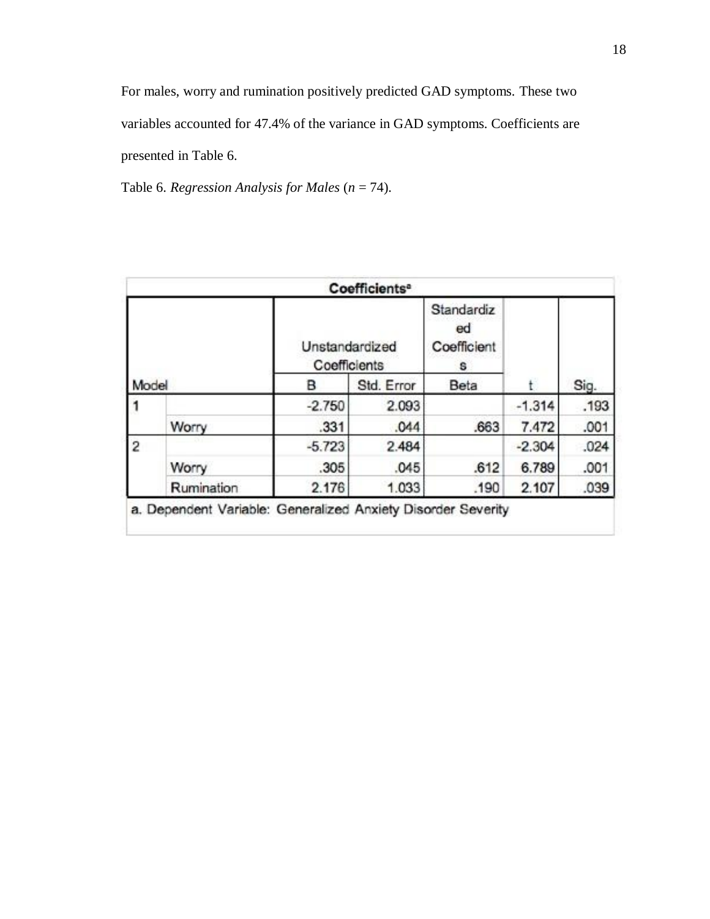For males, worry and rumination positively predicted GAD symptoms. These two variables accounted for 47.4% of the variance in GAD symptoms. Coefficients are presented in Table 6.

Table 6. *Regression Analysis for Males* ($n$ = 74).

**Coefficients**[a]

| Model | | Unstandardized Coefficients | | Standardized Coefficients | t | Sig. |
|---|---|---|---|---|---|---|
| | | B | Std. Error | Beta | | |
| 1 | | -2.750 | 2.093 | | -1.314 | .193 |
| | Worry | .331 | .044 | .663 | 7.472 | .001 |
| 2 | | -5.723 | 2.484 | | -2.304 | .024 |
| | Worry | .305 | .045 | .612 | 6.789 | .001 |
| | Rumination | 2.176 | 1.033 | .190 | 2.107 | .039 |

a. Dependent Variable: Generalized Anxiety Disorder Severity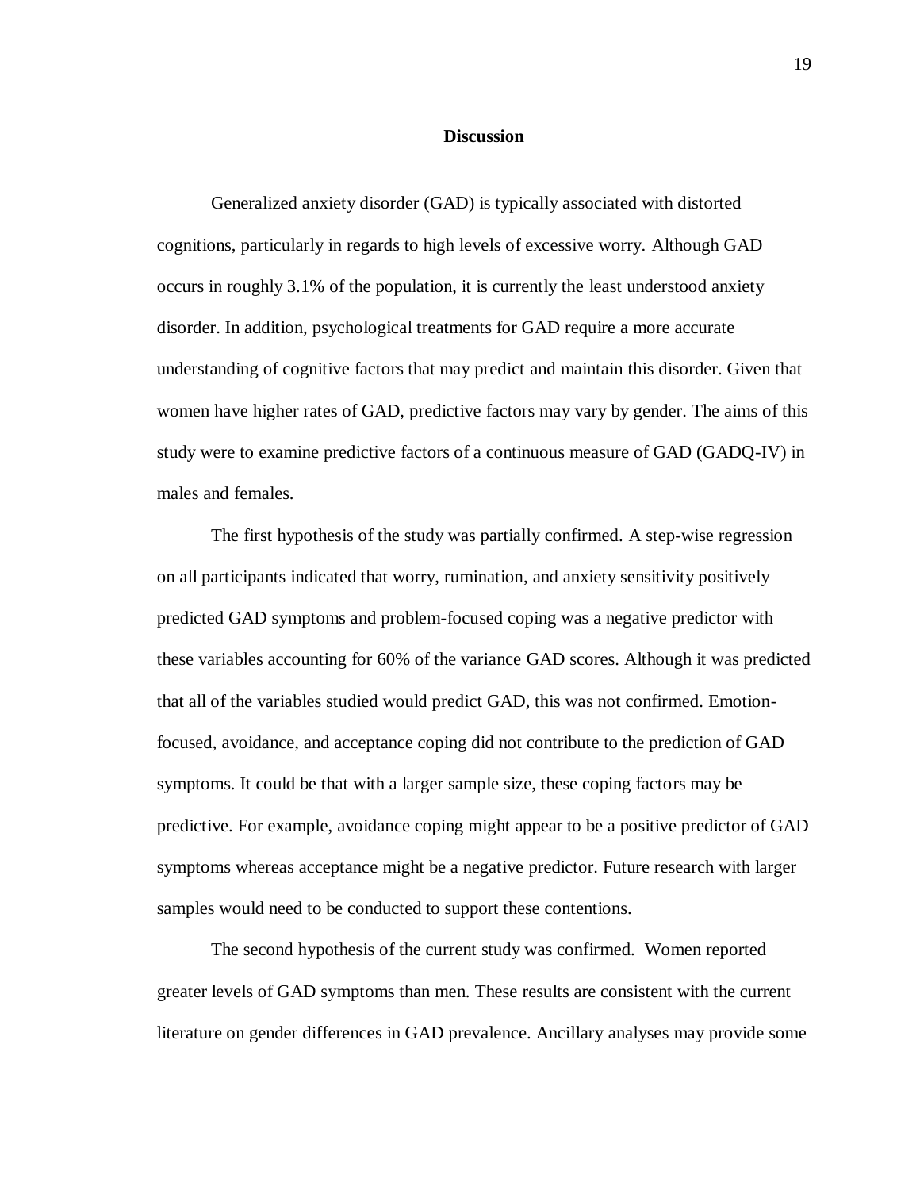## Discussion

Generalized anxiety disorder (GAD) is typically associated with distorted cognitions, particularly in regards to high levels of excessive worry. Although GAD occurs in roughly 3.1% of the population, it is currently the least understood anxiety disorder. In addition, psychological treatments for GAD require a more accurate understanding of cognitive factors that may predict and maintain this disorder. Given that women have higher rates of GAD, predictive factors may vary by gender. The aims of this study were to examine predictive factors of a continuous measure of GAD (GADQ-IV) in males and females.

The first hypothesis of the study was partially confirmed. A step-wise regression on all participants indicated that worry, rumination, and anxiety sensitivity positively predicted GAD symptoms and problem-focused coping was a negative predictor with these variables accounting for 60% of the variance GAD scores. Although it was predicted that all of the variables studied would predict GAD, this was not confirmed. Emotion-focused, avoidance, and acceptance coping did not contribute to the prediction of GAD symptoms. It could be that with a larger sample size, these coping factors may be predictive. For example, avoidance coping might appear to be a positive predictor of GAD symptoms whereas acceptance might be a negative predictor. Future research with larger samples would need to be conducted to support these contentions.

The second hypothesis of the current study was confirmed. Women reported greater levels of GAD symptoms than men. These results are consistent with the current literature on gender differences in GAD prevalence. Ancillary analyses may provide some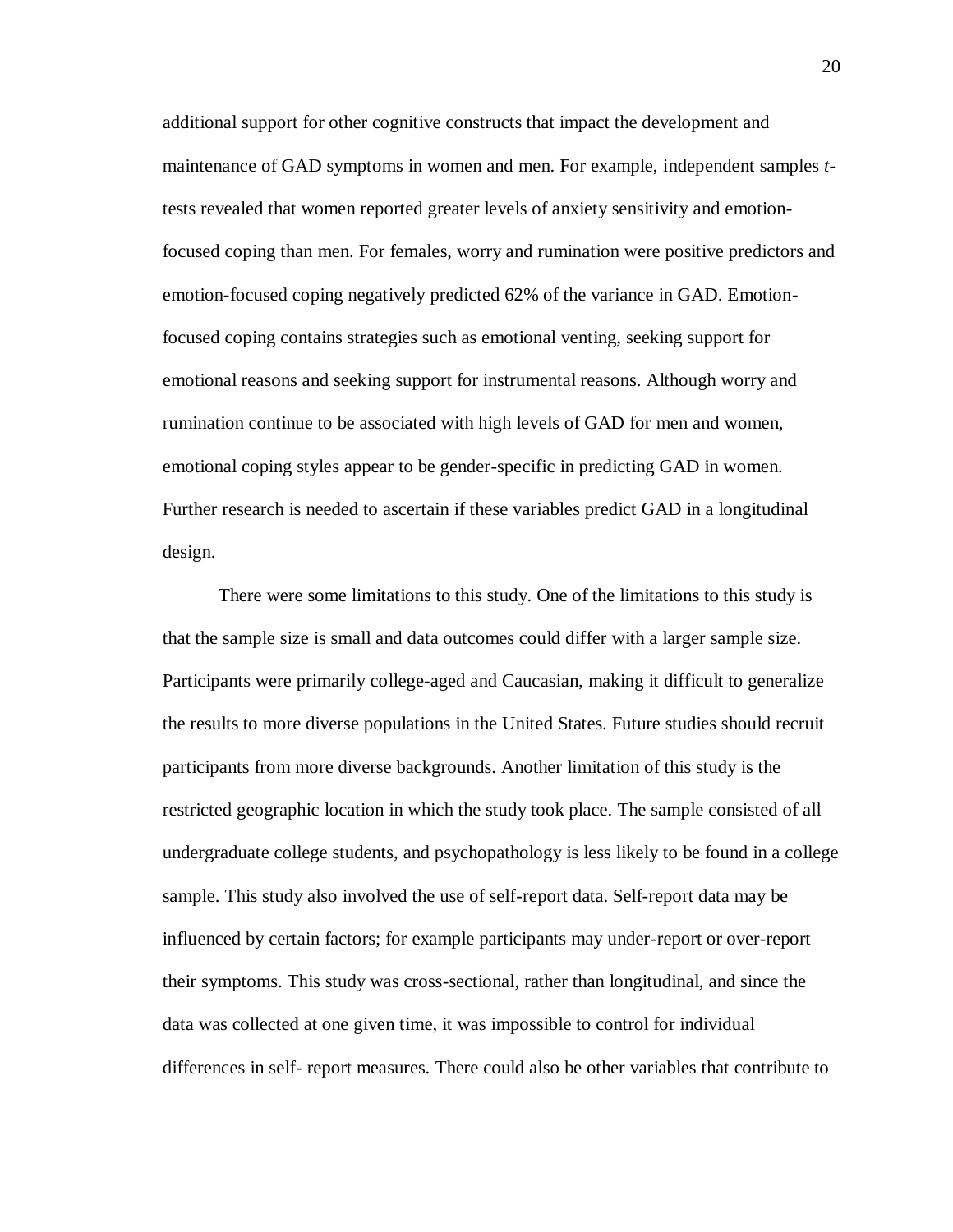additional support for other cognitive constructs that impact the development and maintenance of GAD symptoms in women and men. For example, independent samples *t*-tests revealed that women reported greater levels of anxiety sensitivity and emotion-focused coping than men. For females, worry and rumination were positive predictors and emotion-focused coping negatively predicted 62% of the variance in GAD. Emotion-focused coping contains strategies such as emotional venting, seeking support for emotional reasons and seeking support for instrumental reasons. Although worry and rumination continue to be associated with high levels of GAD for men and women, emotional coping styles appear to be gender-specific in predicting GAD in women. Further research is needed to ascertain if these variables predict GAD in a longitudinal design.

There were some limitations to this study. One of the limitations to this study is that the sample size is small and data outcomes could differ with a larger sample size. Participants were primarily college-aged and Caucasian, making it difficult to generalize the results to more diverse populations in the United States. Future studies should recruit participants from more diverse backgrounds. Another limitation of this study is the restricted geographic location in which the study took place. The sample consisted of all undergraduate college students, and psychopathology is less likely to be found in a college sample. This study also involved the use of self-report data. Self-report data may be influenced by certain factors; for example participants may under-report or over-report their symptoms. This study was cross-sectional, rather than longitudinal, and since the data was collected at one given time, it was impossible to control for individual differences in self- report measures. There could also be other variables that contribute to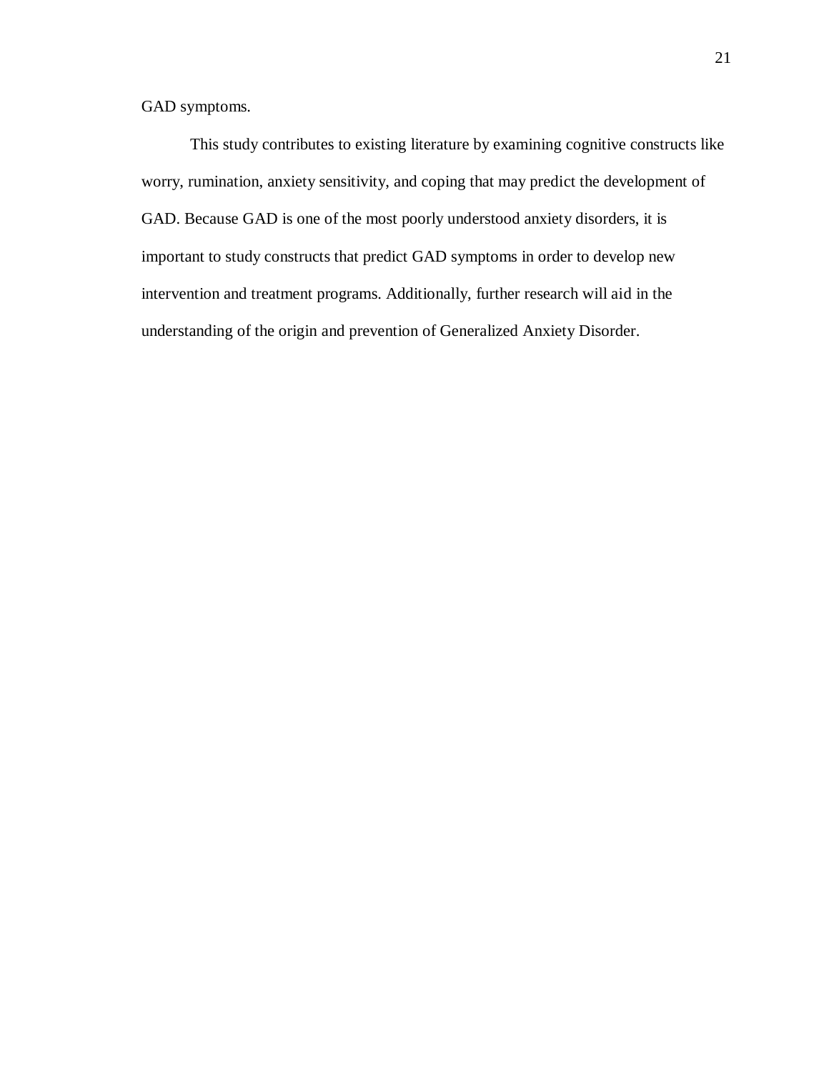GAD symptoms.

This study contributes to existing literature by examining cognitive constructs like worry, rumination, anxiety sensitivity, and coping that may predict the development of GAD. Because GAD is one of the most poorly understood anxiety disorders, it is important to study constructs that predict GAD symptoms in order to develop new intervention and treatment programs. Additionally, further research will aid in the understanding of the origin and prevention of Generalized Anxiety Disorder.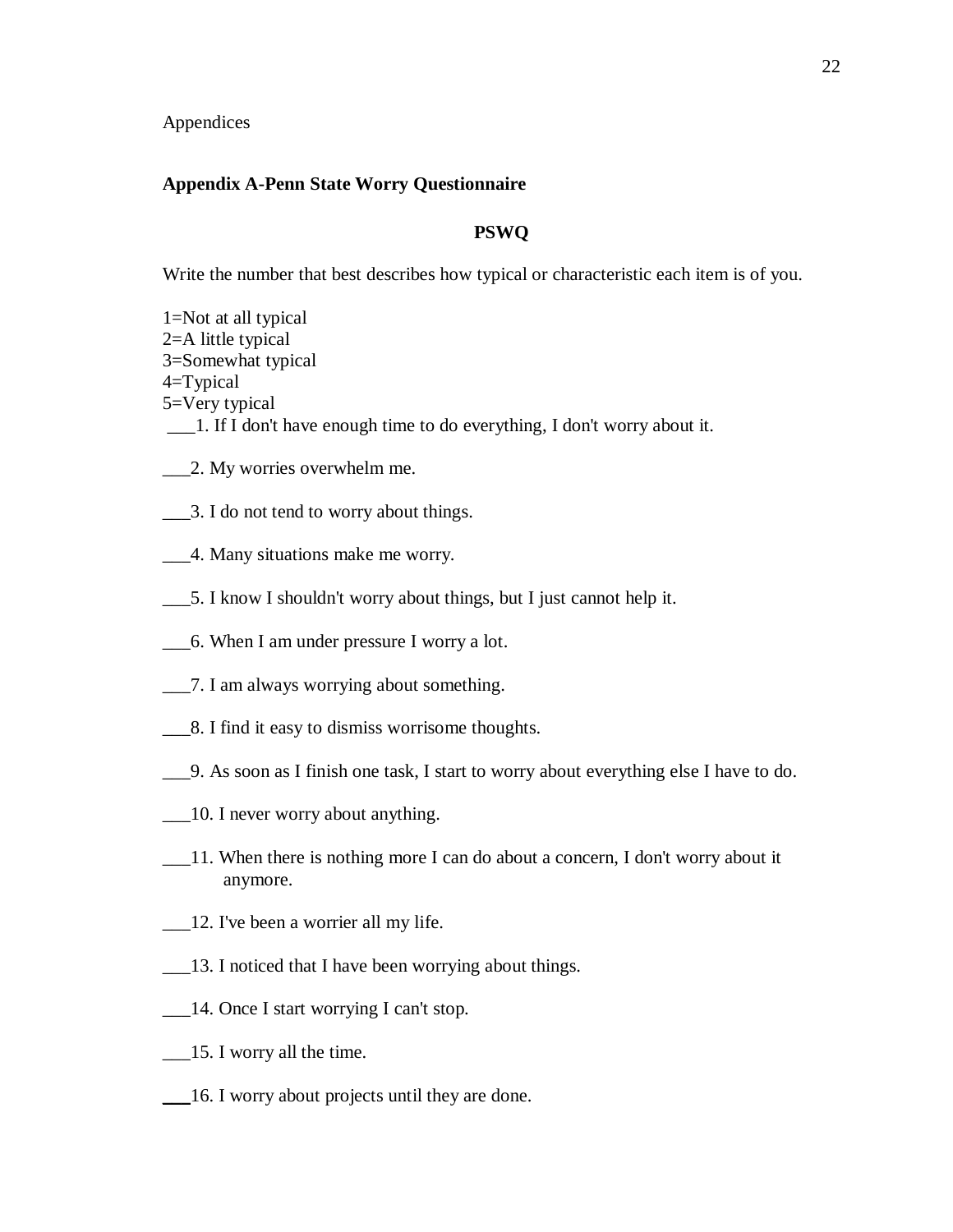Appendices

## Appendix A-Penn State Worry Questionnaire

### PSWQ

Write the number that best describes how typical or characteristic each item is of you.

1=Not at all typical
2=A little typical
3=Somewhat typical
4=Typical
5=Very typical

___1. If I don't have enough time to do everything, I don't worry about it.

___2. My worries overwhelm me.

___3. I do not tend to worry about things.

___4. Many situations make me worry.

___5. I know I shouldn't worry about things, but I just cannot help it.

___6. When I am under pressure I worry a lot.

___7. I am always worrying about something.

___8. I find it easy to dismiss worrisome thoughts.

___9. As soon as I finish one task, I start to worry about everything else I have to do.

___10. I never worry about anything.

___11. When there is nothing more I can do about a concern, I don't worry about it anymore.

___12. I've been a worrier all my life.

___13. I noticed that I have been worrying about things.

___14. Once I start worrying I can't stop.

___15. I worry all the time.

___16. I worry about projects until they are done.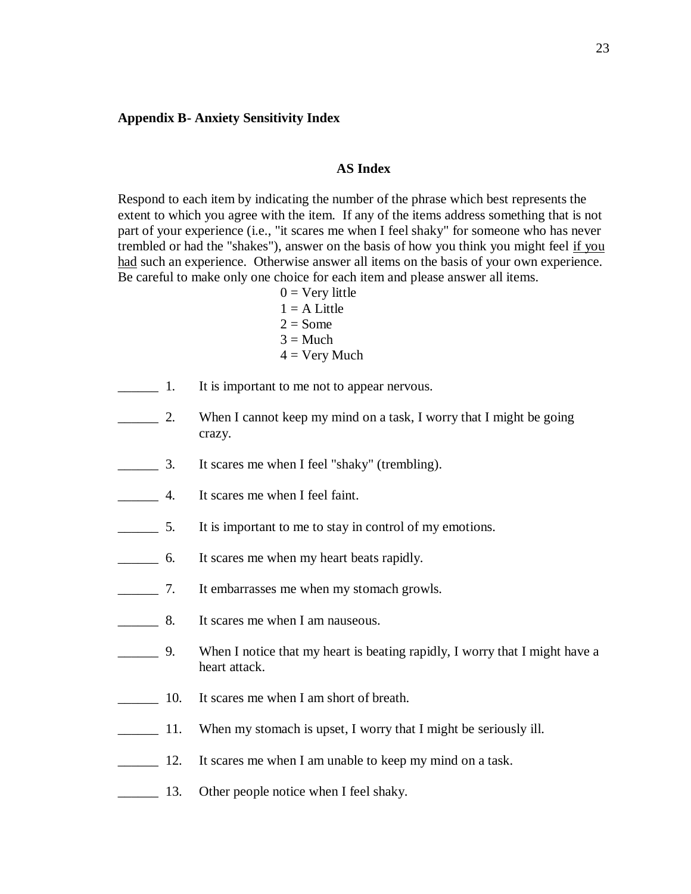**Appendix B- Anxiety Sensitivity Index**

**AS Index**

Respond to each item by indicating the number of the phrase which best represents the extent to which you agree with the item. If any of the items address something that is not part of your experience (i.e., "it scares me when I feel shaky" for someone who has never trembled or had the "shakes"), answer on the basis of how you think you might feel <u>if you had</u> such an experience. Otherwise answer all items on the basis of your own experience. Be careful to make only one choice for each item and please answer all items.

0 = Very little
1 = A Little
2 = Some
3 = Much
4 = Very Much

______ 1. It is important to me not to appear nervous.

______ 2. When I cannot keep my mind on a task, I worry that I might be going crazy.

______ 3. It scares me when I feel "shaky" (trembling).

______ 4. It scares me when I feel faint.

______ 5. It is important to me to stay in control of my emotions.

______ 6. It scares me when my heart beats rapidly.

______ 7. It embarrasses me when my stomach growls.

______ 8. It scares me when I am nauseous.

______ 9. When I notice that my heart is beating rapidly, I worry that I might have a heart attack.

______ 10. It scares me when I am short of breath.

______ 11. When my stomach is upset, I worry that I might be seriously ill.

______ 12. It scares me when I am unable to keep my mind on a task.

______ 13. Other people notice when I feel shaky.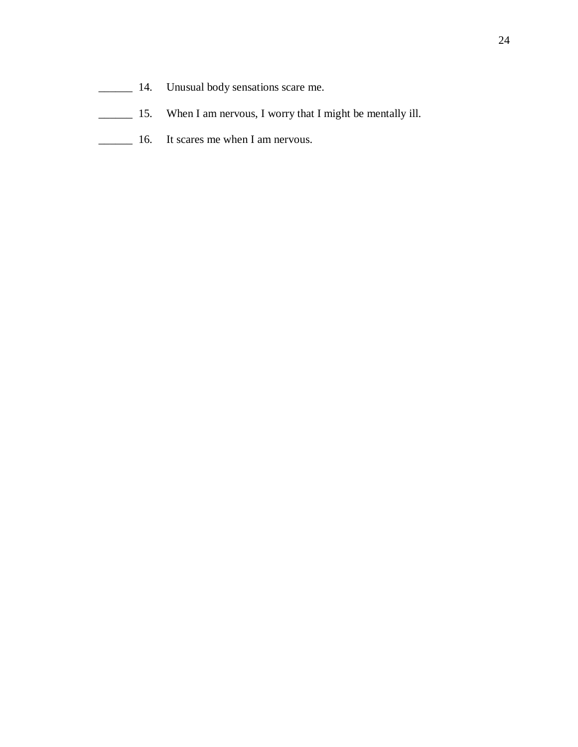______ 14. Unusual body sensations scare me.

______ 15. When I am nervous, I worry that I might be mentally ill.

______ 16. It scares me when I am nervous.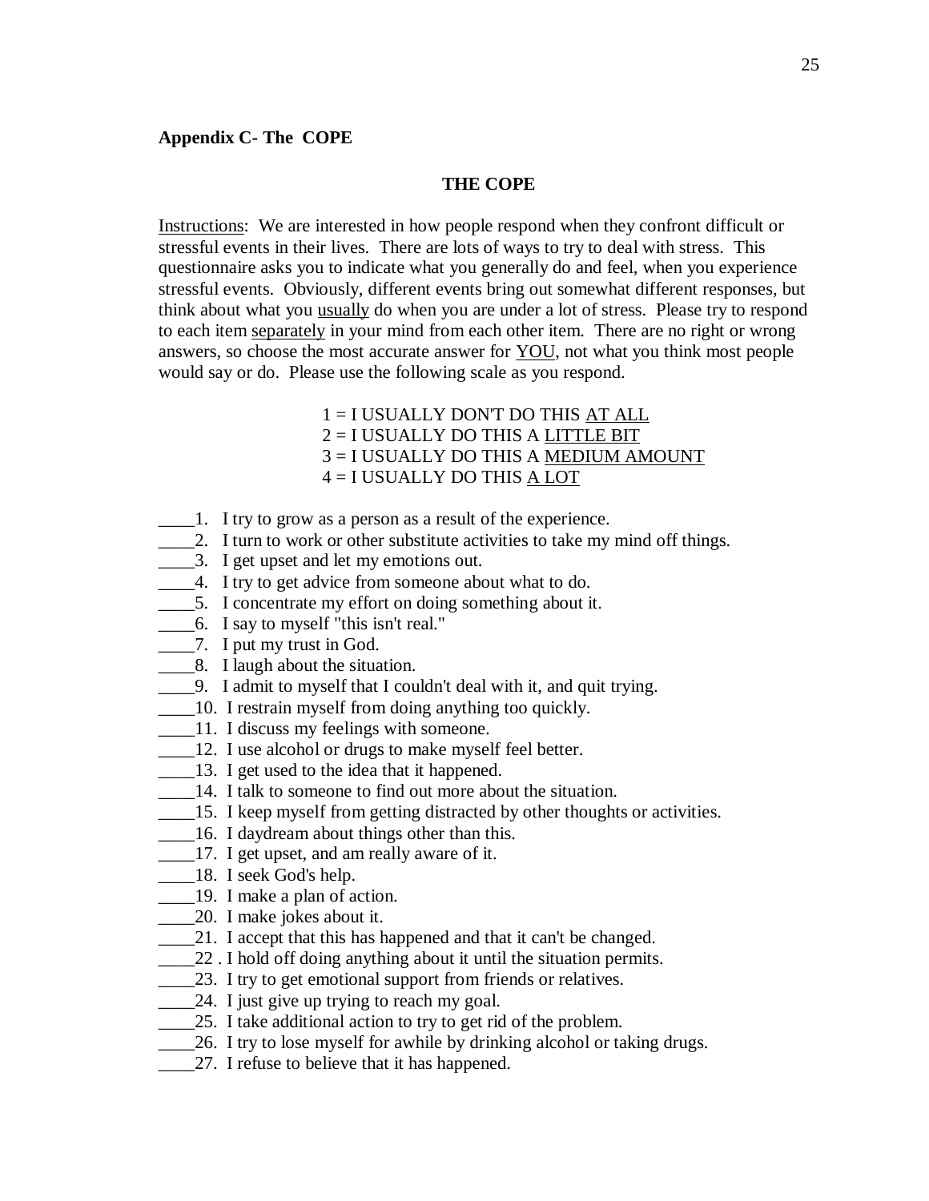**Appendix C- The COPE**

## THE COPE

Instructions: We are interested in how people respond when they confront difficult or stressful events in their lives. There are lots of ways to try to deal with stress. This questionnaire asks you to indicate what you generally do and feel, when you experience stressful events. Obviously, different events bring out somewhat different responses, but think about what you usually do when you are under a lot of stress. Please try to respond to each item separately in your mind from each other item. There are no right or wrong answers, so choose the most accurate answer for YOU, not what you think most people would say or do. Please use the following scale as you respond.

1 = I USUALLY DON'T DO THIS AT ALL
2 = I USUALLY DO THIS A LITTLE BIT
3 = I USUALLY DO THIS A MEDIUM AMOUNT
4 = I USUALLY DO THIS A LOT

____1. I try to grow as a person as a result of the experience.
____2. I turn to work or other substitute activities to take my mind off things.
____3. I get upset and let my emotions out.
____4. I try to get advice from someone about what to do.
____5. I concentrate my effort on doing something about it.
____6. I say to myself "this isn't real."
____7. I put my trust in God.
____8. I laugh about the situation.
____9. I admit to myself that I couldn't deal with it, and quit trying.
____10. I restrain myself from doing anything too quickly.
____11. I discuss my feelings with someone.
____12. I use alcohol or drugs to make myself feel better.
____13. I get used to the idea that it happened.
____14. I talk to someone to find out more about the situation.
____15. I keep myself from getting distracted by other thoughts or activities.
____16. I daydream about things other than this.
____17. I get upset, and am really aware of it.
____18. I seek God's help.
____19. I make a plan of action.
____20. I make jokes about it.
____21. I accept that this has happened and that it can't be changed.
____22 . I hold off doing anything about it until the situation permits.
____23. I try to get emotional support from friends or relatives.
____24. I just give up trying to reach my goal.
____25. I take additional action to try to get rid of the problem.
____26. I try to lose myself for awhile by drinking alcohol or taking drugs.
____27. I refuse to believe that it has happened.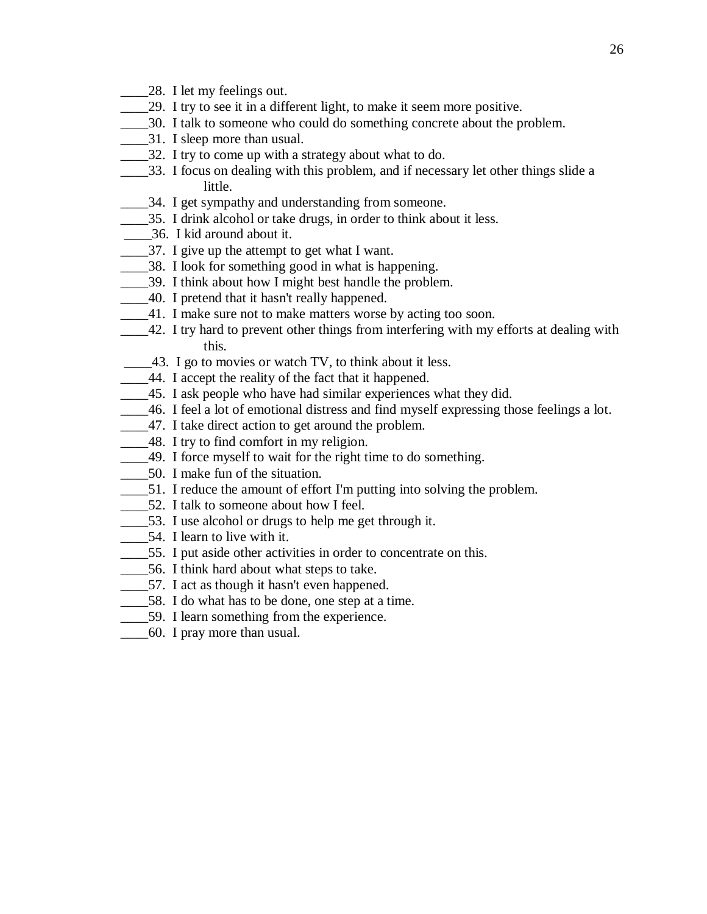____28.  I let my feelings out.
____29.  I try to see it in a different light, to make it seem more positive.
____30.  I talk to someone who could do something concrete about the problem.
____31.  I sleep more than usual.
____32.  I try to come up with a strategy about what to do.
____33.  I focus on dealing with this problem, and if necessary let other things slide a little.
____34.  I get sympathy and understanding from someone.
____35.  I drink alcohol or take drugs, in order to think about it less.
____36.  I kid around about it.
____37.  I give up the attempt to get what I want.
____38.  I look for something good in what is happening.
____39.  I think about how I might best handle the problem.
____40.  I pretend that it hasn't really happened.
____41.  I make sure not to make matters worse by acting too soon.
____42.  I try hard to prevent other things from interfering with my efforts at dealing with this.
____43.  I go to movies or watch TV, to think about it less.
____44.  I accept the reality of the fact that it happened.
____45.  I ask people who have had similar experiences what they did.
____46.  I feel a lot of emotional distress and find myself expressing those feelings a lot.
____47.  I take direct action to get around the problem.
____48.  I try to find comfort in my religion.
____49.  I force myself to wait for the right time to do something.
____50.  I make fun of the situation.
____51.  I reduce the amount of effort I'm putting into solving the problem.
____52.  I talk to someone about how I feel.
____53.  I use alcohol or drugs to help me get through it.
____54.  I learn to live with it.
____55.  I put aside other activities in order to concentrate on this.
____56.  I think hard about what steps to take.
____57.  I act as though it hasn't even happened.
____58.  I do what has to be done, one step at a time.
____59.  I learn something from the experience.
____60.  I pray more than usual.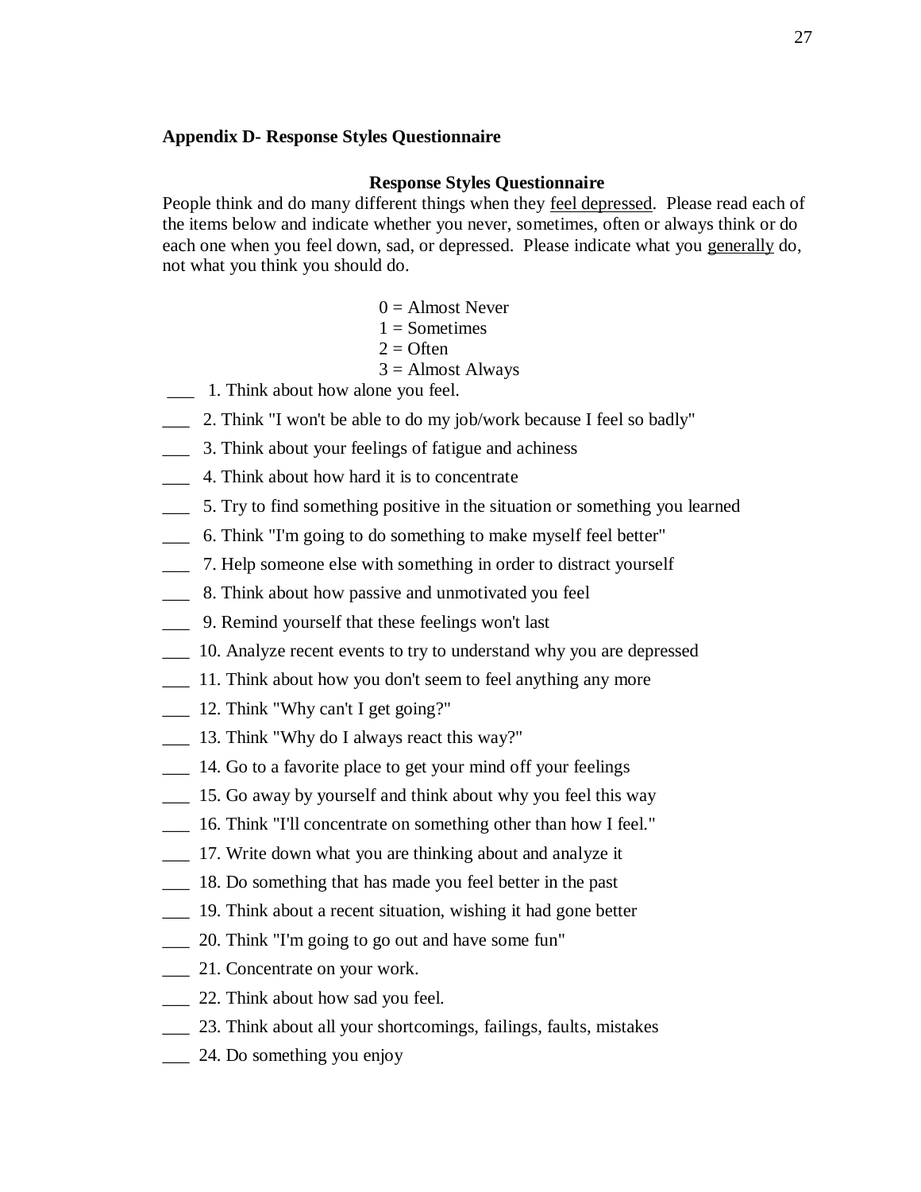**Appendix D- Response Styles Questionnaire**

**Response Styles Questionnaire**

People think and do many different things when they <u>feel depressed</u>. Please read each of the items below and indicate whether you never, sometimes, often or always think or do each one when you feel down, sad, or depressed. Please indicate what you <u>generally</u> do, not what you think you should do.

0 = Almost Never
1 = Sometimes
2 = Often
3 = Almost Always

___ 1. Think about how alone you feel.

___ 2. Think "I won't be able to do my job/work because I feel so badly"

___ 3. Think about your feelings of fatigue and achiness

___ 4. Think about how hard it is to concentrate

___ 5. Try to find something positive in the situation or something you learned

___ 6. Think "I'm going to do something to make myself feel better"

___ 7. Help someone else with something in order to distract yourself

___ 8. Think about how passive and unmotivated you feel

___ 9. Remind yourself that these feelings won't last

___ 10. Analyze recent events to try to understand why you are depressed

___ 11. Think about how you don't seem to feel anything any more

___ 12. Think "Why can't I get going?"

___ 13. Think "Why do I always react this way?"

___ 14. Go to a favorite place to get your mind off your feelings

___ 15. Go away by yourself and think about why you feel this way

___ 16. Think "I'll concentrate on something other than how I feel."

___ 17. Write down what you are thinking about and analyze it

___ 18. Do something that has made you feel better in the past

___ 19. Think about a recent situation, wishing it had gone better

___ 20. Think "I'm going to go out and have some fun"

___ 21. Concentrate on your work.

___ 22. Think about how sad you feel.

___ 23. Think about all your shortcomings, failings, faults, mistakes

___ 24. Do something you enjoy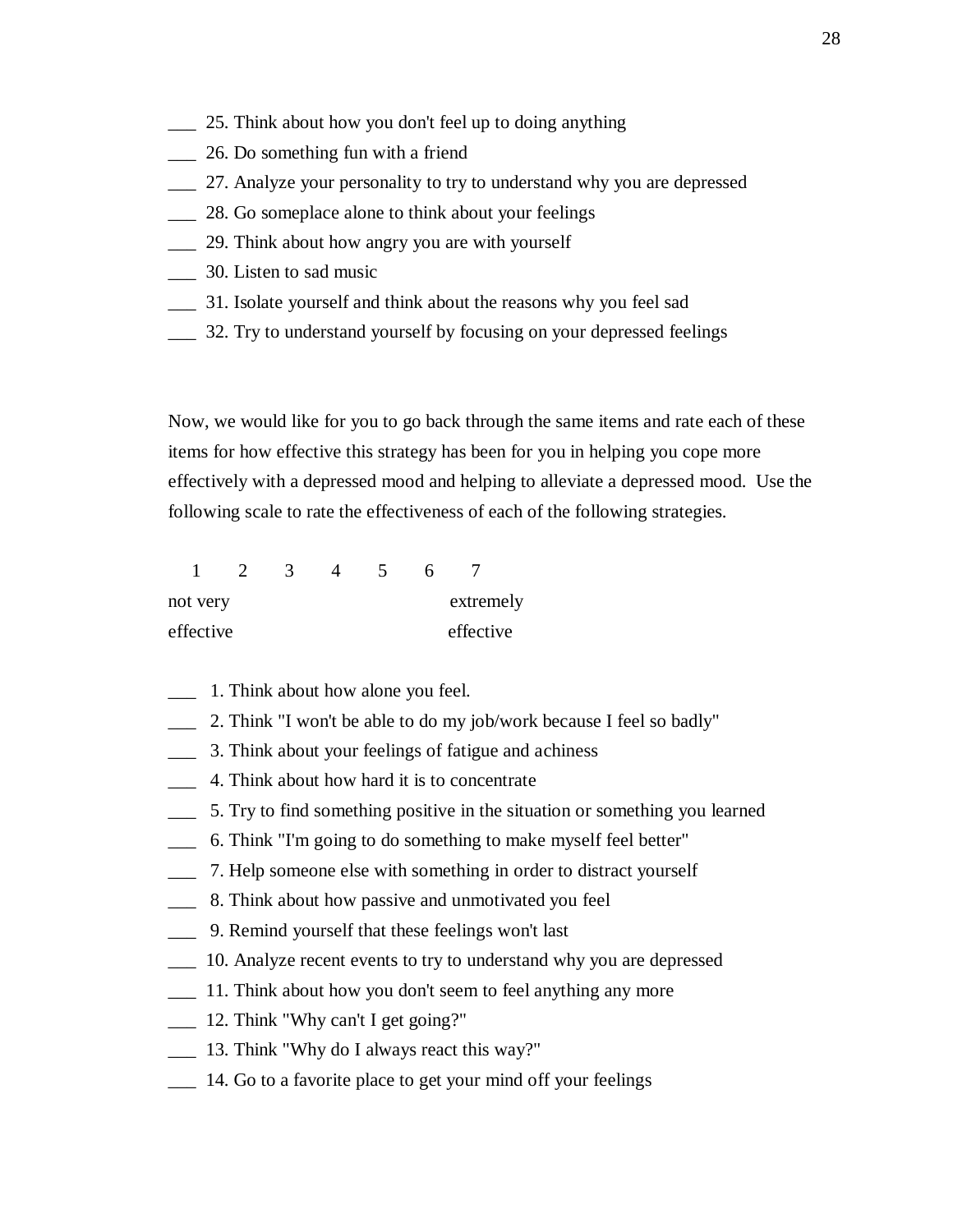___ 25. Think about how you don't feel up to doing anything

___ 26. Do something fun with a friend

___ 27. Analyze your personality to try to understand why you are depressed

___ 28. Go someplace alone to think about your feelings

___ 29. Think about how angry you are with yourself

___ 30. Listen to sad music

___ 31. Isolate yourself and think about the reasons why you feel sad

___ 32. Try to understand yourself by focusing on your depressed feelings

Now, we would like for you to go back through the same items and rate each of these items for how effective this strategy has been for you in helping you cope more effectively with a depressed mood and helping to alleviate a depressed mood. Use the following scale to rate the effectiveness of each of the following strategies.

| 1 | 2 | 3 | 4 | 5 | 6 | 7 |
|---|---|---|---|---|---|---|
| not very effective | | | | | | extremely effective |

___ 1. Think about how alone you feel.

___ 2. Think "I won't be able to do my job/work because I feel so badly"

___ 3. Think about your feelings of fatigue and achiness

___ 4. Think about how hard it is to concentrate

___ 5. Try to find something positive in the situation or something you learned

___ 6. Think "I'm going to do something to make myself feel better"

___ 7. Help someone else with something in order to distract yourself

___ 8. Think about how passive and unmotivated you feel

___ 9. Remind yourself that these feelings won't last

___ 10. Analyze recent events to try to understand why you are depressed

___ 11. Think about how you don't seem to feel anything any more

___ 12. Think "Why can't I get going?"

___ 13. Think "Why do I always react this way?"

___ 14. Go to a favorite place to get your mind off your feelings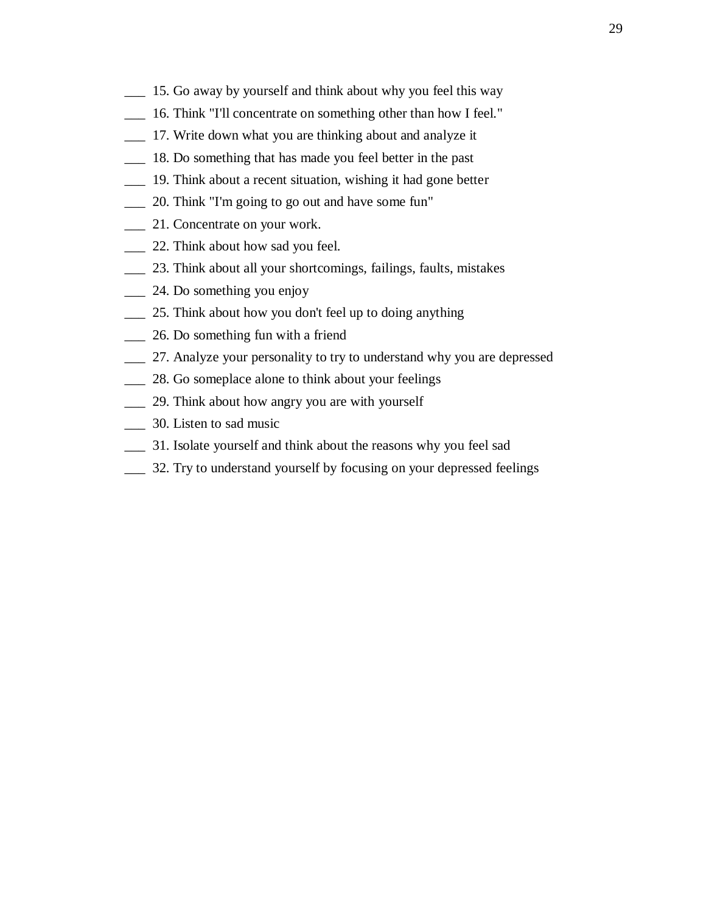___ 15. Go away by yourself and think about why you feel this way

___ 16. Think "I'll concentrate on something other than how I feel."

___ 17. Write down what you are thinking about and analyze it

___ 18. Do something that has made you feel better in the past

___ 19. Think about a recent situation, wishing it had gone better

___ 20. Think "I'm going to go out and have some fun"

___ 21. Concentrate on your work.

___ 22. Think about how sad you feel.

___ 23. Think about all your shortcomings, failings, faults, mistakes

___ 24. Do something you enjoy

___ 25. Think about how you don't feel up to doing anything

___ 26. Do something fun with a friend

___ 27. Analyze your personality to try to understand why you are depressed

___ 28. Go someplace alone to think about your feelings

___ 29. Think about how angry you are with yourself

___ 30. Listen to sad music

___ 31. Isolate yourself and think about the reasons why you feel sad

___ 32. Try to understand yourself by focusing on your depressed feelings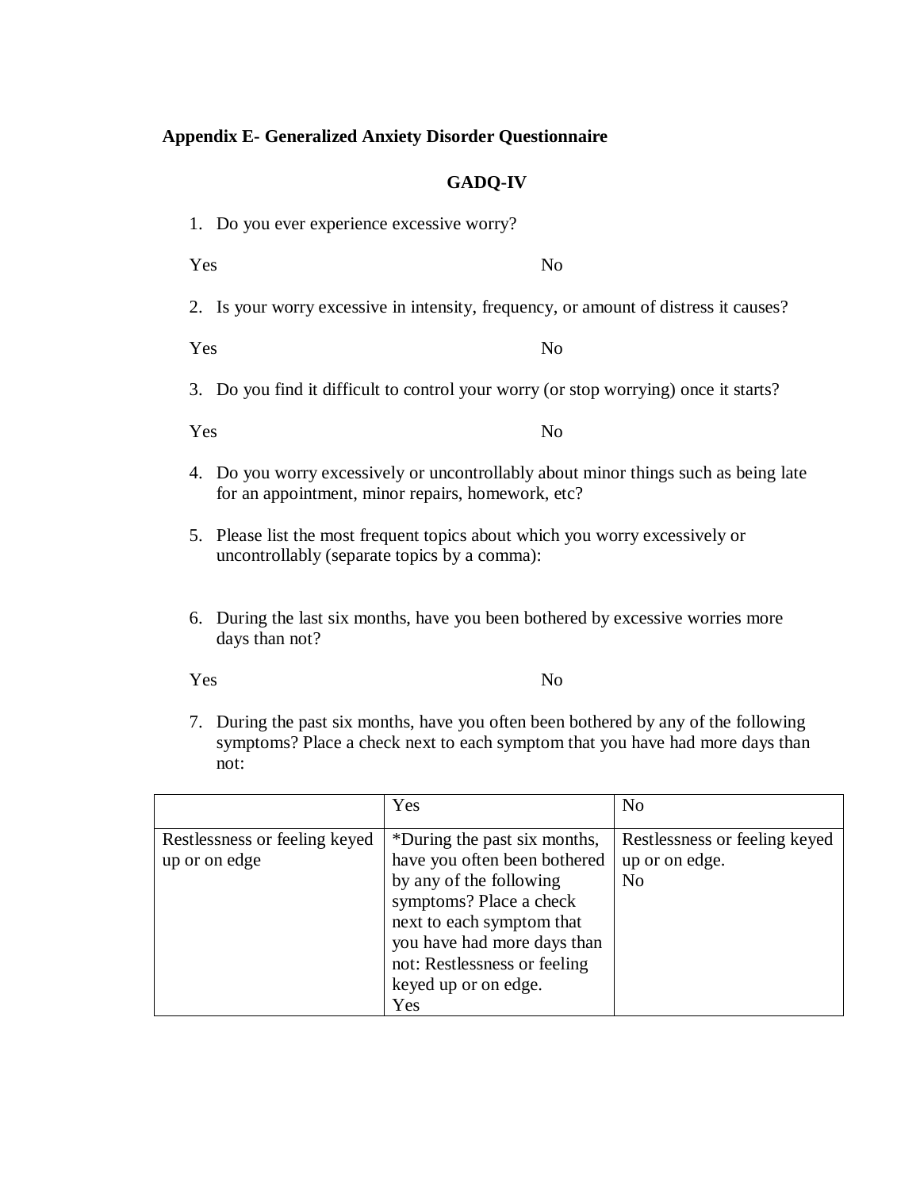**Appendix E- Generalized Anxiety Disorder Questionnaire**

**GADQ-IV**

1. Do you ever experience excessive worry?

Yes No

2. Is your worry excessive in intensity, frequency, or amount of distress it causes?

Yes No

3. Do you find it difficult to control your worry (or stop worrying) once it starts?

Yes No

4. Do you worry excessively or uncontrollably about minor things such as being late for an appointment, minor repairs, homework, etc?

5. Please list the most frequent topics about which you worry excessively or uncontrollably (separate topics by a comma):

6. During the last six months, have you been bothered by excessive worries more days than not?

Yes No

7. During the past six months, have you often been bothered by any of the following symptoms? Place a check next to each symptom that you have had more days than not:

| | Yes | No |
|---|---|---|
| Restlessness or feeling keyed up or on edge | *During the past six months, have you often been bothered by any of the following symptoms? Place a check next to each symptom that you have had more days than not: Restlessness or feeling keyed up or on edge. Yes | Restlessness or feeling keyed up or on edge. No |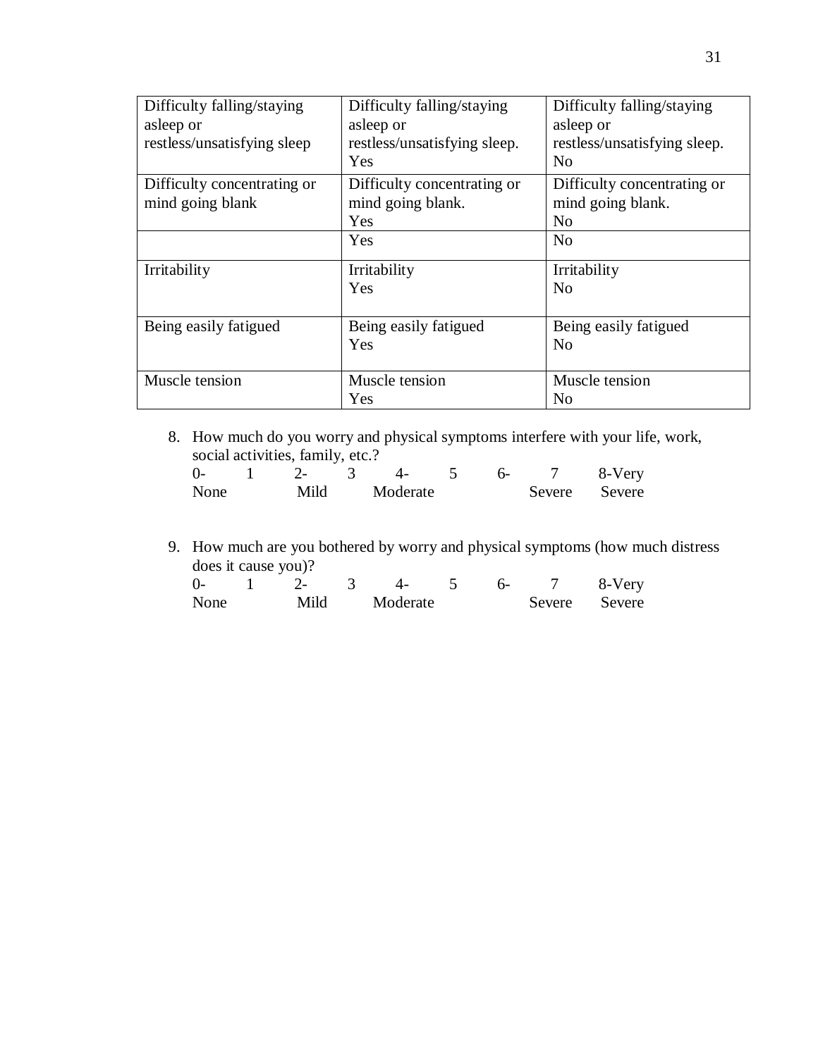| Difficulty falling/staying asleep or restless/unsatisfying sleep | Difficulty falling/staying asleep or restless/unsatisfying sleep. Yes | Difficulty falling/staying asleep or restless/unsatisfying sleep. No |
|---|---|---|
| Difficulty concentrating or mind going blank | Difficulty concentrating or mind going blank. Yes | Difficulty concentrating or mind going blank. No |
| | Yes | No |
| Irritability | Irritability Yes | Irritability No |
| Being easily fatigued | Being easily fatigued Yes | Being easily fatigued No |
| Muscle tension | Muscle tension Yes | Muscle tension No |

8. How much do you worry and physical symptoms interfere with your life, work, social activities, family, etc.?

| 0- | 1 | 2- | 3 | 4- | 5 | 6- | 7 | 8-Very |
|---|---|---|---|---|---|---|---|---|
| None | | Mild | | Moderate | | | Severe | Severe |

9. How much are you bothered by worry and physical symptoms (how much distress does it cause you)?

| 0- | 1 | 2- | 3 | 4- | 5 | 6- | 7 | 8-Very |
|---|---|---|---|---|---|---|---|---|
| None | | Mild | | Moderate | | | Severe | Severe |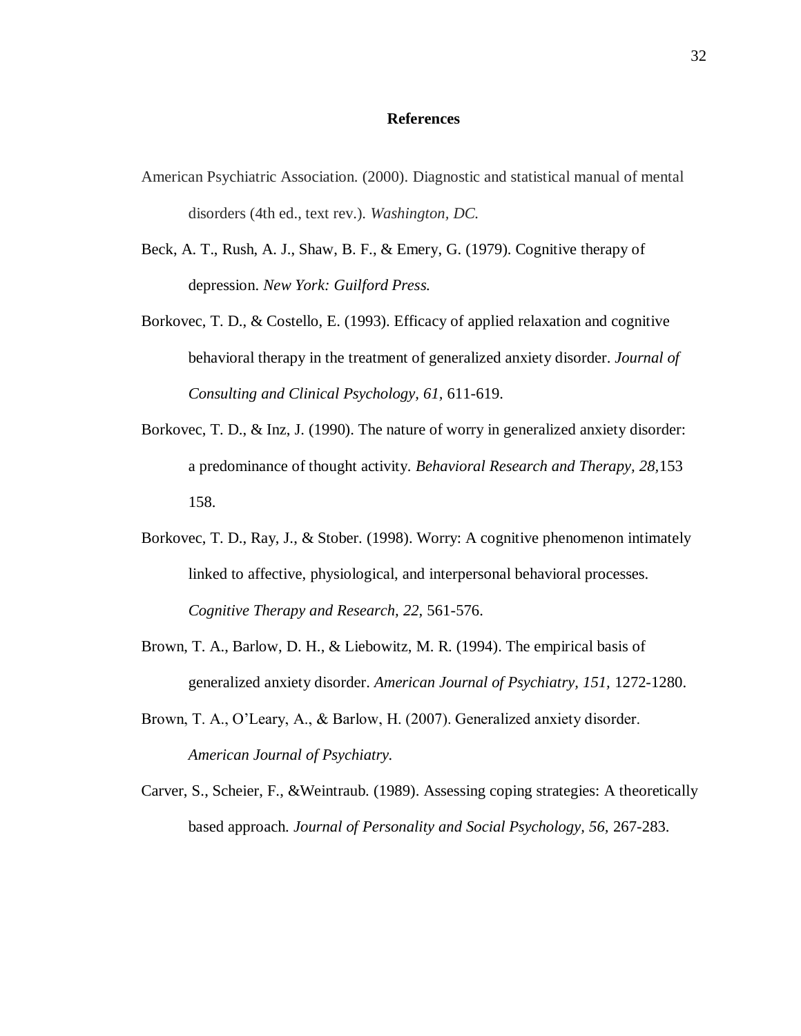## References

American Psychiatric Association. (2000). Diagnostic and statistical manual of mental disorders (4th ed., text rev.). *Washington, DC.*

Beck, A. T., Rush, A. J., Shaw, B. F., & Emery, G. (1979). Cognitive therapy of depression. *New York: Guilford Press.*

Borkovec, T. D., & Costello, E. (1993). Efficacy of applied relaxation and cognitive behavioral therapy in the treatment of generalized anxiety disorder. *Journal of Consulting and Clinical Psychology, 61,* 611-619.

Borkovec, T. D., & Inz, J. (1990). The nature of worry in generalized anxiety disorder: a predominance of thought activity. *Behavioral Research and Therapy, 28,*153 158.

Borkovec, T. D., Ray, J., & Stober. (1998). Worry: A cognitive phenomenon intimately linked to affective, physiological, and interpersonal behavioral processes. *Cognitive Therapy and Research, 22,* 561-576.

Brown, T. A., Barlow, D. H., & Liebowitz, M. R. (1994). The empirical basis of generalized anxiety disorder. *American Journal of Psychiatry, 151,* 1272-1280.

Brown, T. A., O'Leary, A., & Barlow, H. (2007). Generalized anxiety disorder. *American Journal of Psychiatry.*

Carver, S., Scheier, F., &Weintraub. (1989). Assessing coping strategies: A theoretically based approach. *Journal of Personality and Social Psychology, 56,* 267-283.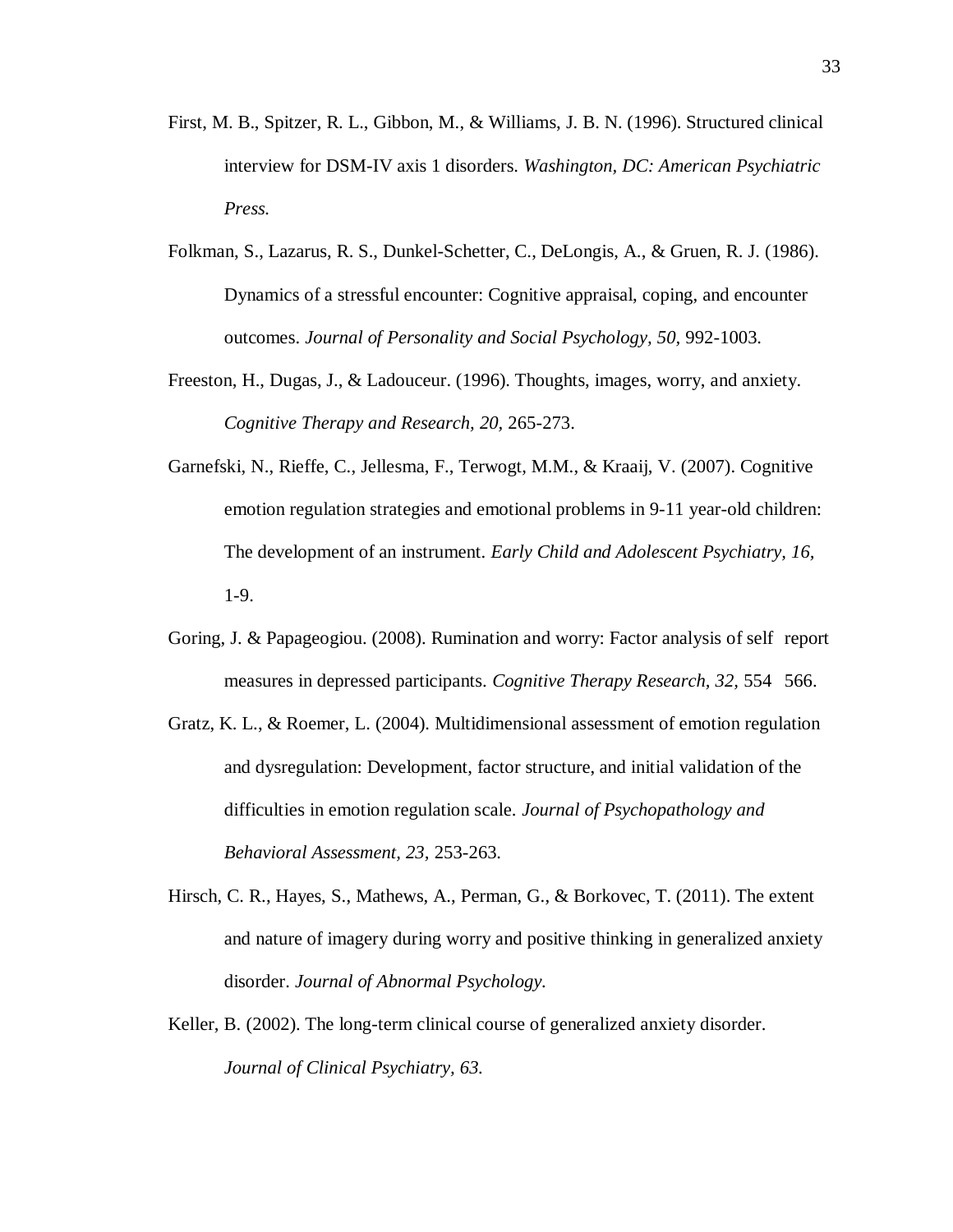First, M. B., Spitzer, R. L., Gibbon, M., & Williams, J. B. N. (1996). Structured clinical interview for DSM-IV axis 1 disorders. *Washington, DC: American Psychiatric Press.*

Folkman, S., Lazarus, R. S., Dunkel-Schetter, C., DeLongis, A., & Gruen, R. J. (1986). Dynamics of a stressful encounter: Cognitive appraisal, coping, and encounter outcomes. *Journal of Personality and Social Psychology, 50,* 992-1003.

Freeston, H., Dugas, J., & Ladouceur. (1996). Thoughts, images, worry, and anxiety. *Cognitive Therapy and Research, 20,* 265-273.

Garnefski, N., Rieffe, C., Jellesma, F., Terwogt, M.M., & Kraaij, V. (2007). Cognitive emotion regulation strategies and emotional problems in 9-11 year-old children: The development of an instrument. *Early Child and Adolescent Psychiatry, 16,* 1-9.

Goring, J. & Papageogiou. (2008). Rumination and worry: Factor analysis of self report measures in depressed participants. *Cognitive Therapy Research, 32,* 554 566.

Gratz, K. L., & Roemer, L. (2004). Multidimensional assessment of emotion regulation and dysregulation: Development, factor structure, and initial validation of the difficulties in emotion regulation scale. *Journal of Psychopathology and Behavioral Assessment, 23,* 253-263.

Hirsch, C. R., Hayes, S., Mathews, A., Perman, G., & Borkovec, T. (2011). The extent and nature of imagery during worry and positive thinking in generalized anxiety disorder. *Journal of Abnormal Psychology.*

Keller, B. (2002). The long-term clinical course of generalized anxiety disorder. *Journal of Clinical Psychiatry, 63.*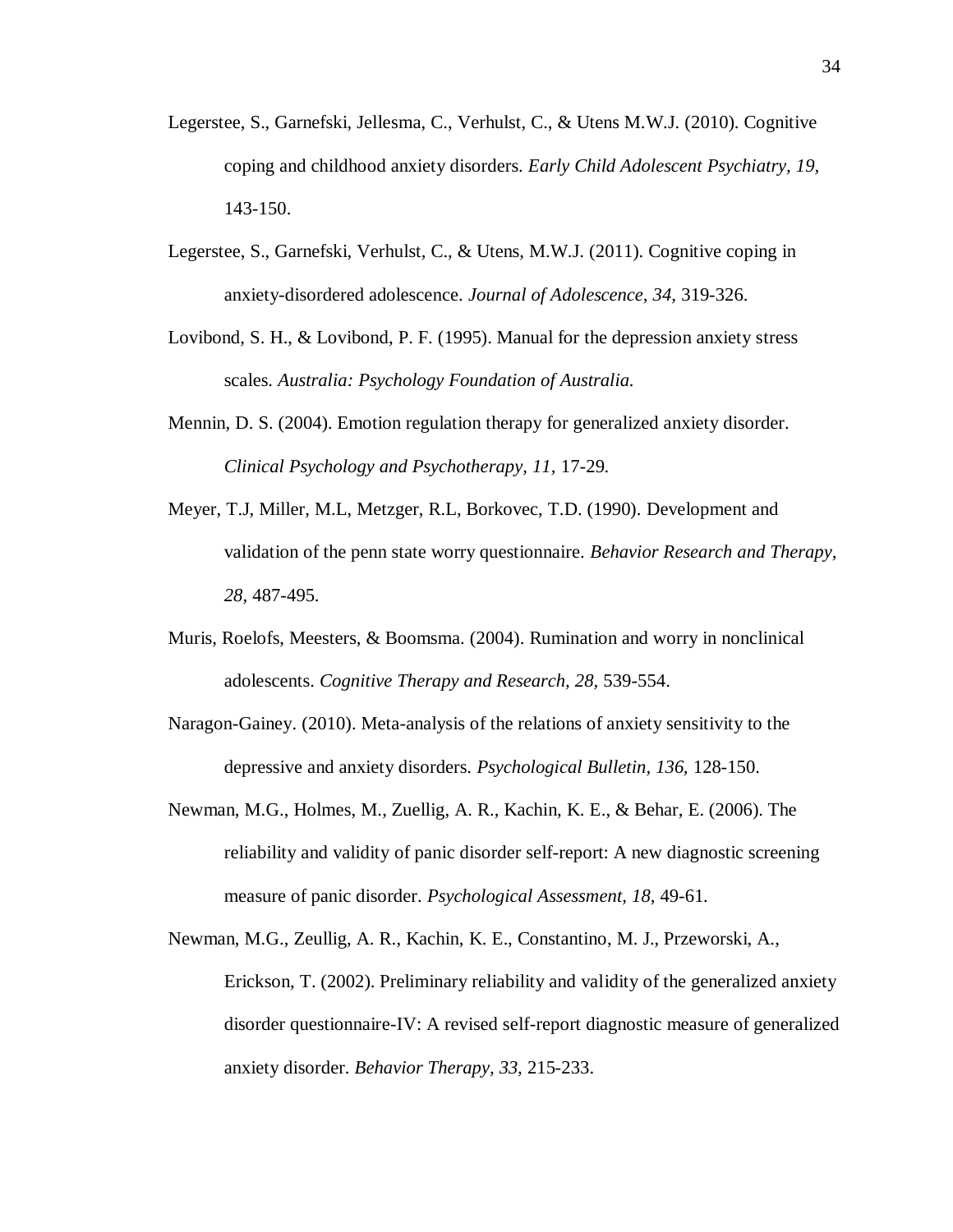Legerstee, S., Garnefski, Jellesma, C., Verhulst, C., & Utens M.W.J. (2010). Cognitive coping and childhood anxiety disorders. *Early Child Adolescent Psychiatry, 19*, 143-150.

Legerstee, S., Garnefski, Verhulst, C., & Utens, M.W.J. (2011). Cognitive coping in anxiety-disordered adolescence. *Journal of Adolescence, 34,* 319-326.

Lovibond, S. H., & Lovibond, P. F. (1995). Manual for the depression anxiety stress scales. *Australia: Psychology Foundation of Australia.*

Mennin, D. S. (2004). Emotion regulation therapy for generalized anxiety disorder. *Clinical Psychology and Psychotherapy, 11,* 17-29.

Meyer, T.J, Miller, M.L, Metzger, R.L, Borkovec, T.D. (1990). Development and validation of the penn state worry questionnaire. *Behavior Research and Therapy, 28,* 487-495.

Muris, Roelofs, Meesters, & Boomsma. (2004). Rumination and worry in nonclinical adolescents. *Cognitive Therapy and Research, 28,* 539-554.

Naragon-Gainey. (2010). Meta-analysis of the relations of anxiety sensitivity to the depressive and anxiety disorders. *Psychological Bulletin, 136,* 128-150.

Newman, M.G., Holmes, M., Zuellig, A. R., Kachin, K. E., & Behar, E. (2006). The reliability and validity of panic disorder self-report: A new diagnostic screening measure of panic disorder. *Psychological Assessment, 18*, 49-61.

Newman, M.G., Zeullig, A. R., Kachin, K. E., Constantino, M. J., Przeworski, A., Erickson, T. (2002). Preliminary reliability and validity of the generalized anxiety disorder questionnaire-IV: A revised self-report diagnostic measure of generalized anxiety disorder. *Behavior Therapy, 33,* 215-233.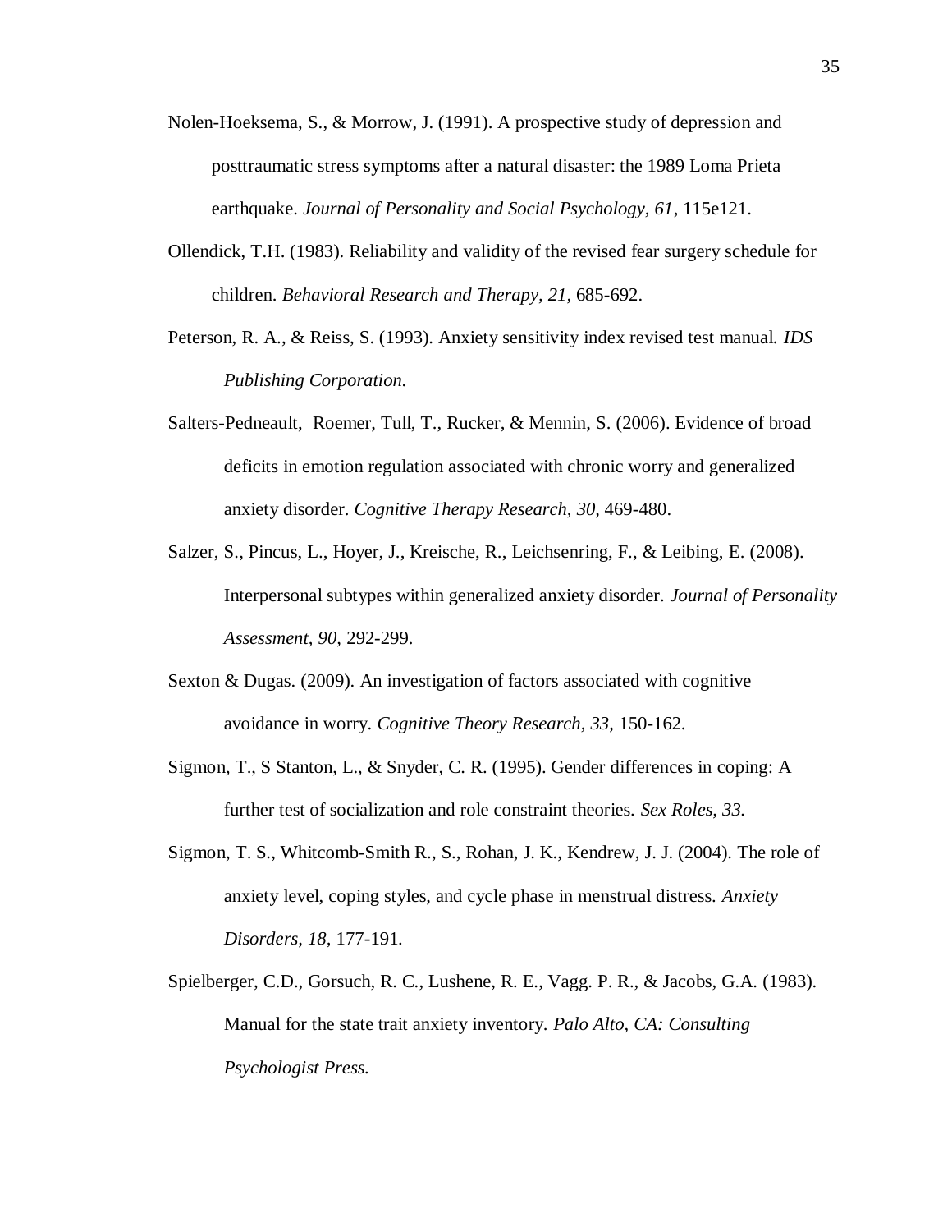Nolen-Hoeksema, S., & Morrow, J. (1991). A prospective study of depression and posttraumatic stress symptoms after a natural disaster: the 1989 Loma Prieta earthquake. *Journal of Personality and Social Psychology, 61*, 115e121.

Ollendick, T.H. (1983). Reliability and validity of the revised fear surgery schedule for children. *Behavioral Research and Therapy, 21,* 685-692.

Peterson, R. A., & Reiss, S. (1993). Anxiety sensitivity index revised test manual. *IDS Publishing Corporation.*

Salters-Pedneault, Roemer, Tull, T., Rucker, & Mennin, S. (2006). Evidence of broad deficits in emotion regulation associated with chronic worry and generalized anxiety disorder. *Cognitive Therapy Research, 30,* 469-480.

Salzer, S., Pincus, L., Hoyer, J., Kreische, R., Leichsenring, F., & Leibing, E. (2008). Interpersonal subtypes within generalized anxiety disorder. *Journal of Personality Assessment, 90,* 292-299.

Sexton & Dugas. (2009). An investigation of factors associated with cognitive avoidance in worry. *Cognitive Theory Research, 33,* 150-162.

Sigmon, T., S Stanton, L., & Snyder, C. R. (1995). Gender differences in coping: A further test of socialization and role constraint theories. *Sex Roles, 33.*

Sigmon, T. S., Whitcomb-Smith R., S., Rohan, J. K., Kendrew, J. J. (2004). The role of anxiety level, coping styles, and cycle phase in menstrual distress. *Anxiety Disorders, 18,* 177-191.

Spielberger, C.D., Gorsuch, R. C., Lushene, R. E., Vagg. P. R., & Jacobs, G.A. (1983). Manual for the state trait anxiety inventory. *Palo Alto, CA: Consulting Psychologist Press.*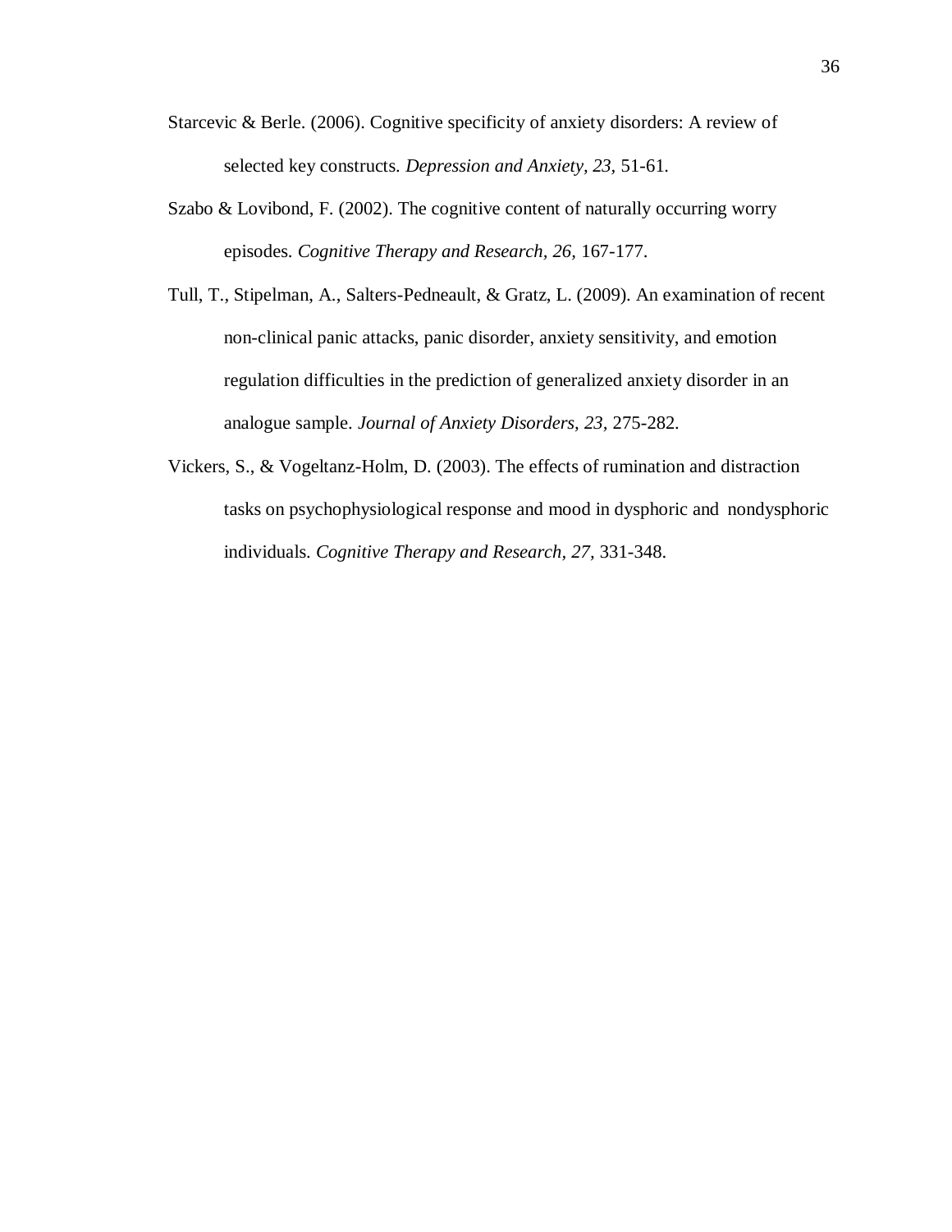Starcevic & Berle. (2006). Cognitive specificity of anxiety disorders: A review of selected key constructs. *Depression and Anxiety, 23,* 51-61.

Szabo & Lovibond, F. (2002). The cognitive content of naturally occurring worry episodes. *Cognitive Therapy and Research, 26,* 167-177.

Tull, T., Stipelman, A., Salters-Pedneault, & Gratz, L. (2009). An examination of recent non-clinical panic attacks, panic disorder, anxiety sensitivity, and emotion regulation difficulties in the prediction of generalized anxiety disorder in an analogue sample. *Journal of Anxiety Disorders, 23,* 275-282.

Vickers, S., & Vogeltanz-Holm, D. (2003). The effects of rumination and distraction tasks on psychophysiological response and mood in dysphoric and nondysphoric individuals. *Cognitive Therapy and Research, 27,* 331-348.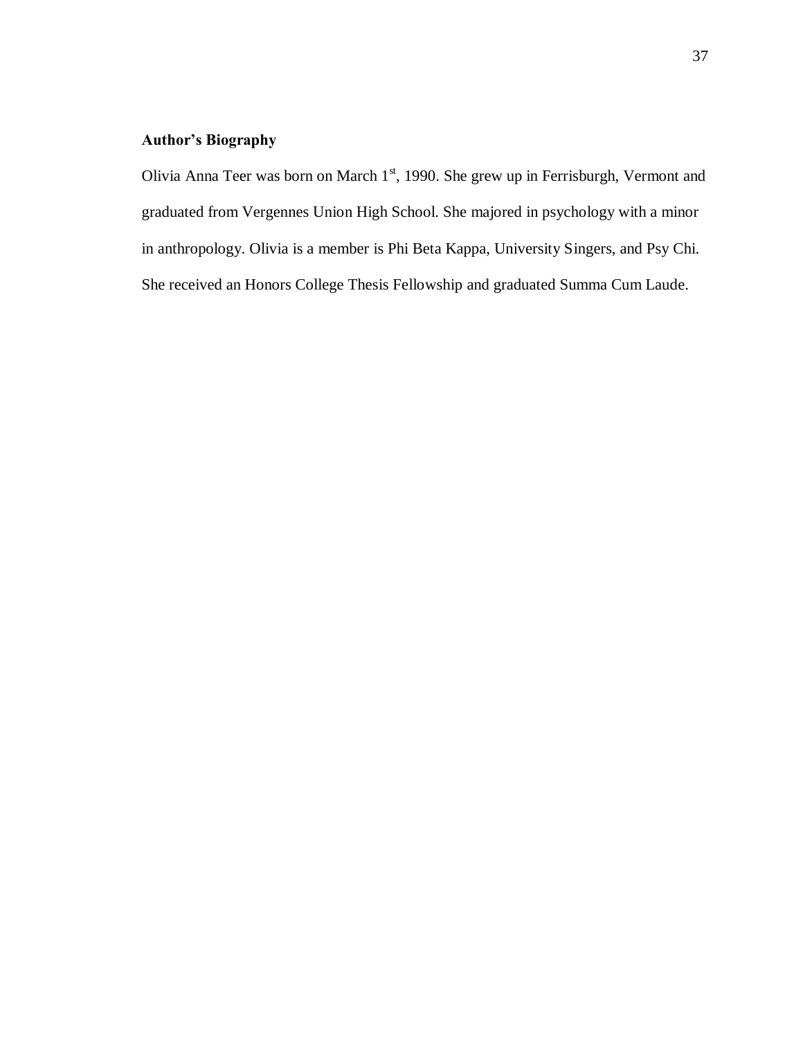**Author's Biography**

Olivia Anna Teer was born on March 1st, 1990. She grew up in Ferrisburgh, Vermont and graduated from Vergennes Union High School. She majored in psychology with a minor in anthropology. Olivia is a member is Phi Beta Kappa, University Singers, and Psy Chi. She received an Honors College Thesis Fellowship and graduated Summa Cum Laude.